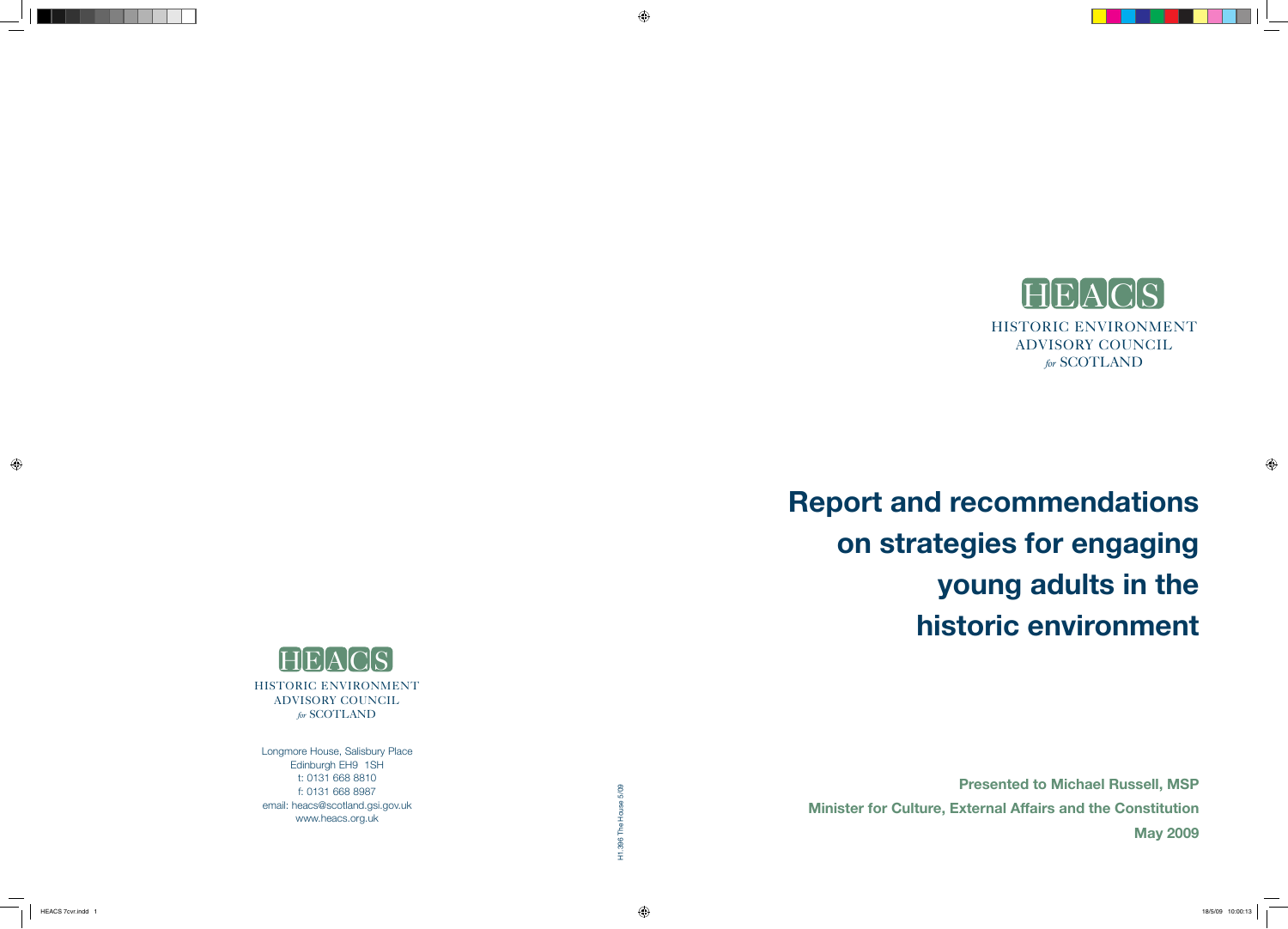HEACS

HISTORIC ENVIRONMENT ADVISORY COUNCIL *for* SCOTLAND

# Report and recommendations on strategies for engaging young adults in the historic environment

**Presented to Michael Russell, MSP**

**Minister for Culture, External Affairs and the Constitution**

**May 2009**

HEACS

HISTORIC ENVIRONMENT ADVISORY COUNCIL *for* SCOTLAND

Longmore House, Salisbury Place
Edinburgh EH9 1SH
t: 0131 668 8810
f: 0131 668 8987
email: heacs@scotland.gsi.gov.uk
www.heacs.org.uk

H1.396 The House 5/09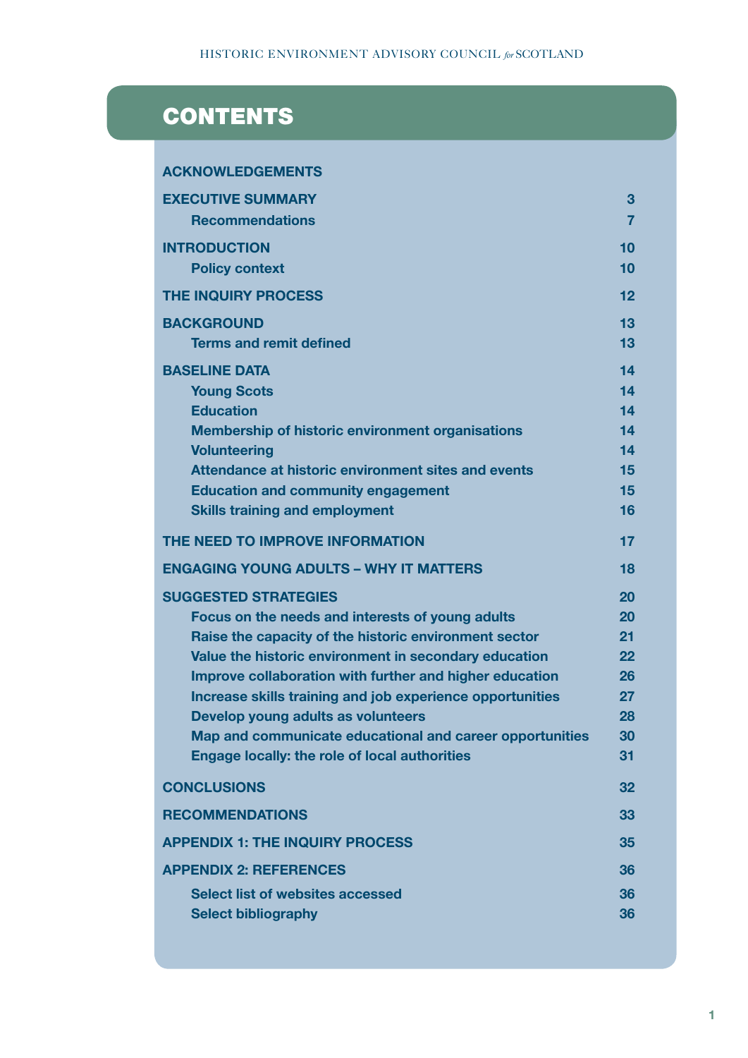# CONTENTS

| | |
|---|---|
| **ACKNOWLEDGEMENTS** | |
| **EXECUTIVE SUMMARY** | **3** |
| **Recommendations** | **7** |
| **INTRODUCTION** | **10** |
| **Policy context** | **10** |
| **THE INQUIRY PROCESS** | **12** |
| **BACKGROUND** | **13** |
| **Terms and remit defined** | **13** |
| **BASELINE DATA** | **14** |
| **Young Scots** | **14** |
| **Education** | **14** |
| **Membership of historic environment organisations** | **14** |
| **Volunteering** | **14** |
| **Attendance at historic environment sites and events** | **15** |
| **Education and community engagement** | **15** |
| **Skills training and employment** | **16** |
| **THE NEED TO IMPROVE INFORMATION** | **17** |
| **ENGAGING YOUNG ADULTS – WHY IT MATTERS** | **18** |
| **SUGGESTED STRATEGIES** | **20** |
| **Focus on the needs and interests of young adults** | **20** |
| **Raise the capacity of the historic environment sector** | **21** |
| **Value the historic environment in secondary education** | **22** |
| **Improve collaboration with further and higher education** | **26** |
| **Increase skills training and job experience opportunities** | **27** |
| **Develop young adults as volunteers** | **28** |
| **Map and communicate educational and career opportunities** | **30** |
| **Engage locally: the role of local authorities** | **31** |
| **CONCLUSIONS** | **32** |
| **RECOMMENDATIONS** | **33** |
| **APPENDIX 1: THE INQUIRY PROCESS** | **35** |
| **APPENDIX 2: REFERENCES** | **36** |
| **Select list of websites accessed** | **36** |
| **Select bibliography** | **36** |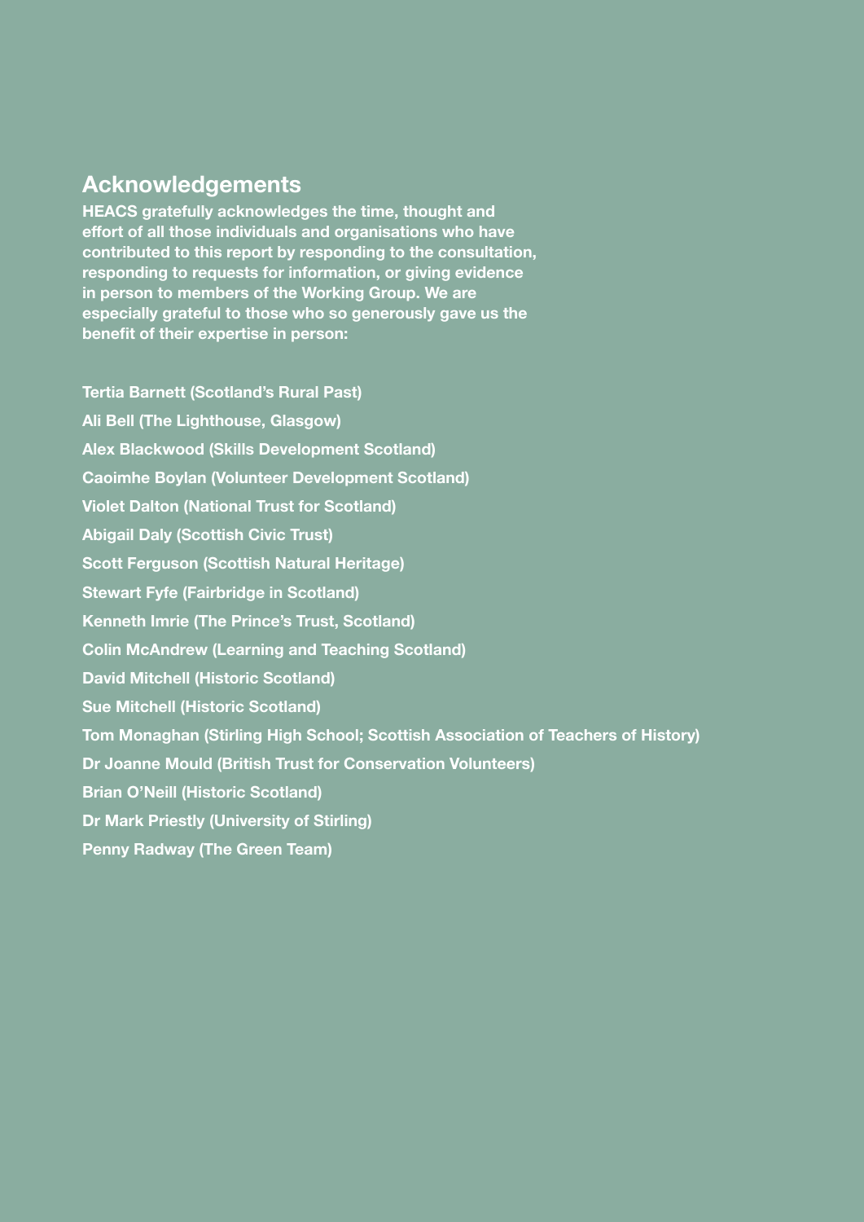## Acknowledgements

**HEACS gratefully acknowledges the time, thought and effort of all those individuals and organisations who have contributed to this report by responding to the consultation, responding to requests for information, or giving evidence in person to members of the Working Group. We are especially grateful to those who so generously gave us the benefit of their expertise in person:**

**Tertia Barnett (Scotland's Rural Past)**

**Ali Bell (The Lighthouse, Glasgow)**

**Alex Blackwood (Skills Development Scotland)**

**Caoimhe Boylan (Volunteer Development Scotland)**

**Violet Dalton (National Trust for Scotland)**

**Abigail Daly (Scottish Civic Trust)**

**Scott Ferguson (Scottish Natural Heritage)**

**Stewart Fyfe (Fairbridge in Scotland)**

**Kenneth Imrie (The Prince's Trust, Scotland)**

**Colin McAndrew (Learning and Teaching Scotland)**

**David Mitchell (Historic Scotland)**

**Sue Mitchell (Historic Scotland)**

**Tom Monaghan (Stirling High School; Scottish Association of Teachers of History)**

**Dr Joanne Mould (British Trust for Conservation Volunteers)**

**Brian O'Neill (Historic Scotland)**

**Dr Mark Priestly (University of Stirling)**

**Penny Radway (The Green Team)**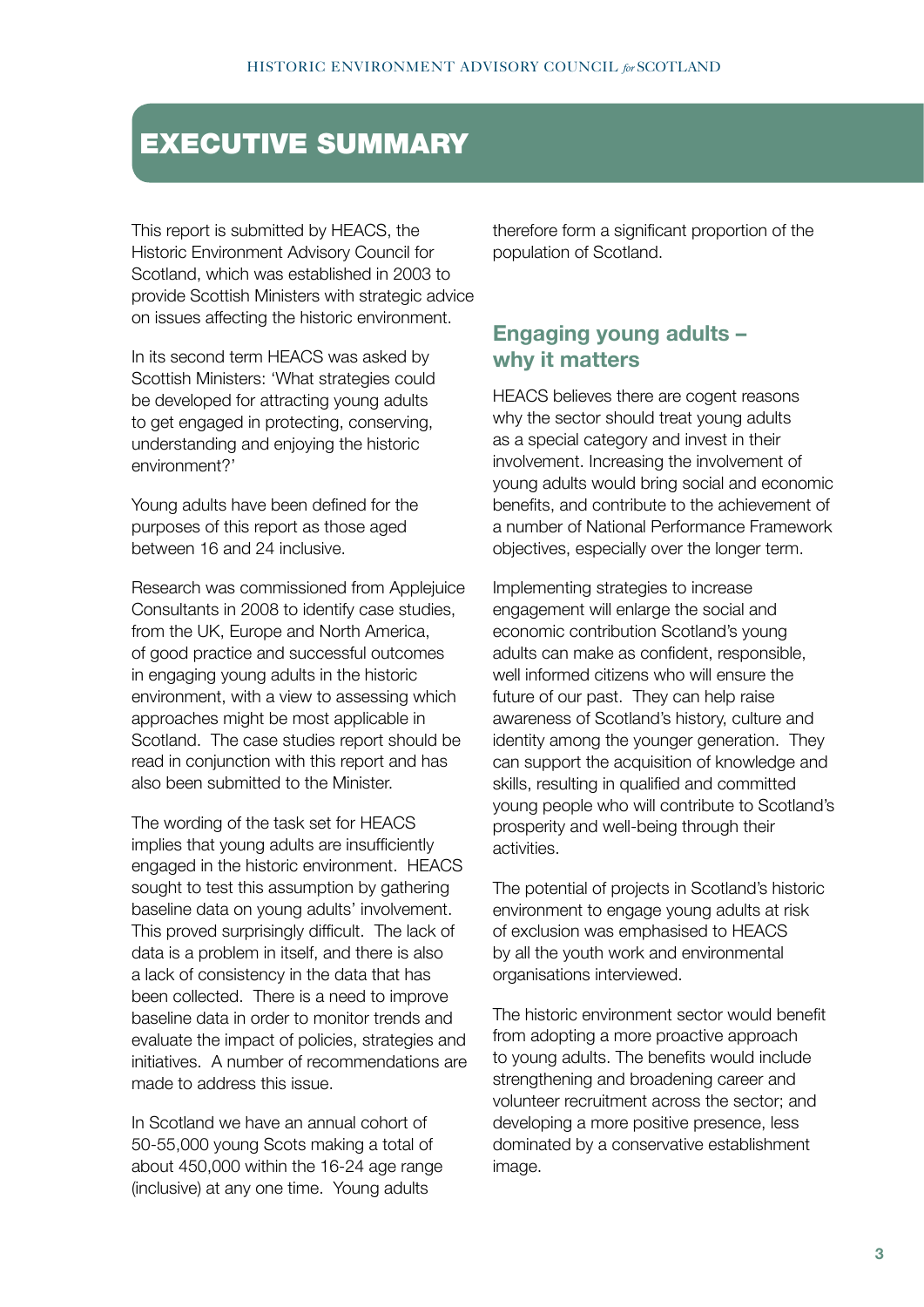# EXECUTIVE SUMMARY

This report is submitted by HEACS, the Historic Environment Advisory Council for Scotland, which was established in 2003 to provide Scottish Ministers with strategic advice on issues affecting the historic environment.

In its second term HEACS was asked by Scottish Ministers: 'What strategies could be developed for attracting young adults to get engaged in protecting, conserving, understanding and enjoying the historic environment?'

Young adults have been defined for the purposes of this report as those aged between 16 and 24 inclusive.

Research was commissioned from Applejuice Consultants in 2008 to identify case studies, from the UK, Europe and North America, of good practice and successful outcomes in engaging young adults in the historic environment, with a view to assessing which approaches might be most applicable in Scotland. The case studies report should be read in conjunction with this report and has also been submitted to the Minister.

The wording of the task set for HEACS implies that young adults are insufficiently engaged in the historic environment. HEACS sought to test this assumption by gathering baseline data on young adults' involvement. This proved surprisingly difficult. The lack of data is a problem in itself, and there is also a lack of consistency in the data that has been collected. There is a need to improve baseline data in order to monitor trends and evaluate the impact of policies, strategies and initiatives. A number of recommendations are made to address this issue.

In Scotland we have an annual cohort of 50-55,000 young Scots making a total of about 450,000 within the 16-24 age range (inclusive) at any one time. Young adults therefore form a significant proportion of the population of Scotland.

## Engaging young adults – why it matters

HEACS believes there are cogent reasons why the sector should treat young adults as a special category and invest in their involvement. Increasing the involvement of young adults would bring social and economic benefits, and contribute to the achievement of a number of National Performance Framework objectives, especially over the longer term.

Implementing strategies to increase engagement will enlarge the social and economic contribution Scotland's young adults can make as confident, responsible, well informed citizens who will ensure the future of our past. They can help raise awareness of Scotland's history, culture and identity among the younger generation. They can support the acquisition of knowledge and skills, resulting in qualified and committed young people who will contribute to Scotland's prosperity and well-being through their activities.

The potential of projects in Scotland's historic environment to engage young adults at risk of exclusion was emphasised to HEACS by all the youth work and environmental organisations interviewed.

The historic environment sector would benefit from adopting a more proactive approach to young adults. The benefits would include strengthening and broadening career and volunteer recruitment across the sector; and developing a more positive presence, less dominated by a conservative establishment image.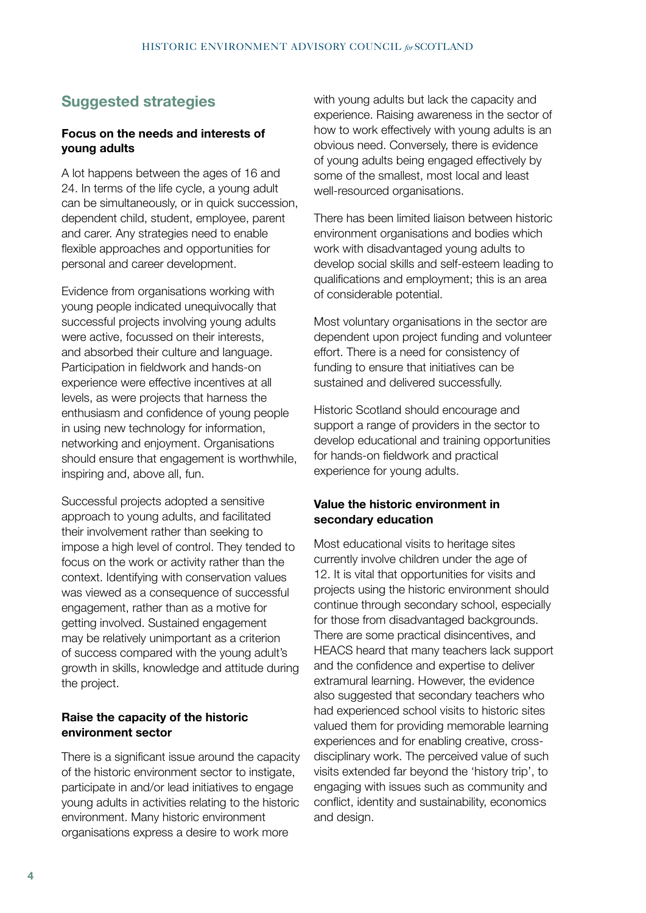## Suggested strategies

### Focus on the needs and interests of young adults

A lot happens between the ages of 16 and 24. In terms of the life cycle, a young adult can be simultaneously, or in quick succession, dependent child, student, employee, parent and carer. Any strategies need to enable flexible approaches and opportunities for personal and career development.

Evidence from organisations working with young people indicated unequivocally that successful projects involving young adults were active, focussed on their interests, and absorbed their culture and language. Participation in fieldwork and hands-on experience were effective incentives at all levels, as were projects that harness the enthusiasm and confidence of young people in using new technology for information, networking and enjoyment. Organisations should ensure that engagement is worthwhile, inspiring and, above all, fun.

Successful projects adopted a sensitive approach to young adults, and facilitated their involvement rather than seeking to impose a high level of control. They tended to focus on the work or activity rather than the context. Identifying with conservation values was viewed as a consequence of successful engagement, rather than as a motive for getting involved. Sustained engagement may be relatively unimportant as a criterion of success compared with the young adult's growth in skills, knowledge and attitude during the project.

### Raise the capacity of the historic environment sector

There is a significant issue around the capacity of the historic environment sector to instigate, participate in and/or lead initiatives to engage young adults in activities relating to the historic environment. Many historic environment organisations express a desire to work more with young adults but lack the capacity and experience. Raising awareness in the sector of how to work effectively with young adults is an obvious need. Conversely, there is evidence of young adults being engaged effectively by some of the smallest, most local and least well-resourced organisations.

There has been limited liaison between historic environment organisations and bodies which work with disadvantaged young adults to develop social skills and self-esteem leading to qualifications and employment; this is an area of considerable potential.

Most voluntary organisations in the sector are dependent upon project funding and volunteer effort. There is a need for consistency of funding to ensure that initiatives can be sustained and delivered successfully.

Historic Scotland should encourage and support a range of providers in the sector to develop educational and training opportunities for hands-on fieldwork and practical experience for young adults.

### Value the historic environment in secondary education

Most educational visits to heritage sites currently involve children under the age of 12. It is vital that opportunities for visits and projects using the historic environment should continue through secondary school, especially for those from disadvantaged backgrounds. There are some practical disincentives, and HEACS heard that many teachers lack support and the confidence and expertise to deliver extramural learning. However, the evidence also suggested that secondary teachers who had experienced school visits to historic sites valued them for providing memorable learning experiences and for enabling creative, cross-disciplinary work. The perceived value of such visits extended far beyond the 'history trip', to engaging with issues such as community and conflict, identity and sustainability, economics and design.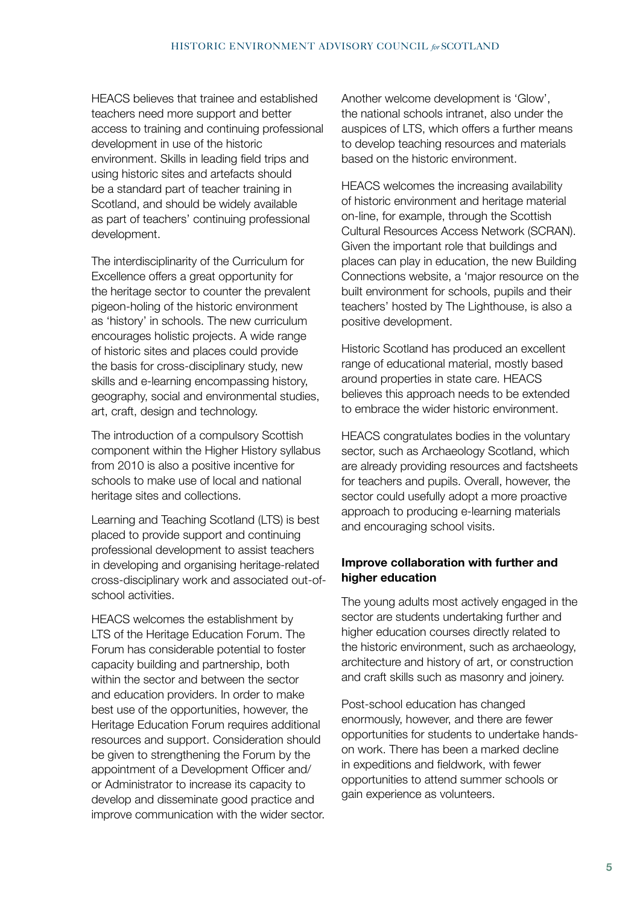HEACS believes that trainee and established teachers need more support and better access to training and continuing professional development in use of the historic environment. Skills in leading field trips and using historic sites and artefacts should be a standard part of teacher training in Scotland, and should be widely available as part of teachers' continuing professional development.

The interdisciplinarity of the Curriculum for Excellence offers a great opportunity for the heritage sector to counter the prevalent pigeon-holing of the historic environment as 'history' in schools. The new curriculum encourages holistic projects. A wide range of historic sites and places could provide the basis for cross-disciplinary study, new skills and e-learning encompassing history, geography, social and environmental studies, art, craft, design and technology.

The introduction of a compulsory Scottish component within the Higher History syllabus from 2010 is also a positive incentive for schools to make use of local and national heritage sites and collections.

Learning and Teaching Scotland (LTS) is best placed to provide support and continuing professional development to assist teachers in developing and organising heritage-related cross-disciplinary work and associated out-of-school activities.

HEACS welcomes the establishment by LTS of the Heritage Education Forum. The Forum has considerable potential to foster capacity building and partnership, both within the sector and between the sector and education providers. In order to make best use of the opportunities, however, the Heritage Education Forum requires additional resources and support. Consideration should be given to strengthening the Forum by the appointment of a Development Officer and/or Administrator to increase its capacity to develop and disseminate good practice and improve communication with the wider sector.

Another welcome development is 'Glow', the national schools intranet, also under the auspices of LTS, which offers a further means to develop teaching resources and materials based on the historic environment.

HEACS welcomes the increasing availability of historic environment and heritage material on-line, for example, through the Scottish Cultural Resources Access Network (SCRAN). Given the important role that buildings and places can play in education, the new Building Connections website, a 'major resource on the built environment for schools, pupils and their teachers' hosted by The Lighthouse, is also a positive development.

Historic Scotland has produced an excellent range of educational material, mostly based around properties in state care. HEACS believes this approach needs to be extended to embrace the wider historic environment.

HEACS congratulates bodies in the voluntary sector, such as Archaeology Scotland, which are already providing resources and factsheets for teachers and pupils. Overall, however, the sector could usefully adopt a more proactive approach to producing e-learning materials and encouraging school visits.

**Improve collaboration with further and higher education**

The young adults most actively engaged in the sector are students undertaking further and higher education courses directly related to the historic environment, such as archaeology, architecture and history of art, or construction and craft skills such as masonry and joinery.

Post-school education has changed enormously, however, and there are fewer opportunities for students to undertake hands-on work. There has been a marked decline in expeditions and fieldwork, with fewer opportunities to attend summer schools or gain experience as volunteers.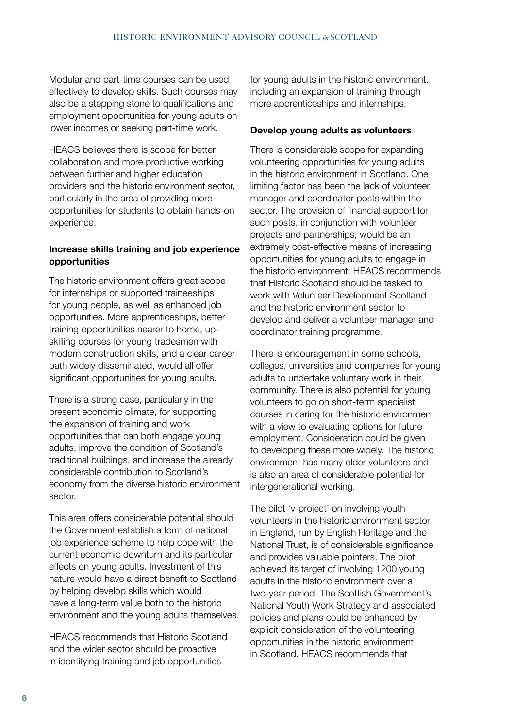Modular and part-time courses can be used effectively to develop skills. Such courses may also be a stepping stone to qualifications and employment opportunities for young adults on lower incomes or seeking part-time work.

HEACS believes there is scope for better collaboration and more productive working between further and higher education providers and the historic environment sector, particularly in the area of providing more opportunities for students to obtain hands-on experience.

**Increase skills training and job experience opportunities**

The historic environment offers great scope for internships or supported traineeships for young people, as well as enhanced job opportunities. More apprenticeships, better training opportunities nearer to home, up-skilling courses for young tradesmen with modern construction skills, and a clear career path widely disseminated, would all offer significant opportunities for young adults.

There is a strong case, particularly in the present economic climate, for supporting the expansion of training and work opportunities that can both engage young adults, improve the condition of Scotland's traditional buildings, and increase the already considerable contribution to Scotland's economy from the diverse historic environment sector.

This area offers considerable potential should the Government establish a form of national job experience scheme to help cope with the current economic downturn and its particular effects on young adults. Investment of this nature would have a direct benefit to Scotland by helping develop skills which would have a long-term value both to the historic environment and the young adults themselves.

HEACS recommends that Historic Scotland and the wider sector should be proactive in identifying training and job opportunities for young adults in the historic environment, including an expansion of training through more apprenticeships and internships.

**Develop young adults as volunteers**

There is considerable scope for expanding volunteering opportunities for young adults in the historic environment in Scotland. One limiting factor has been the lack of volunteer manager and coordinator posts within the sector. The provision of financial support for such posts, in conjunction with volunteer projects and partnerships, would be an extremely cost-effective means of increasing opportunities for young adults to engage in the historic environment. HEACS recommends that Historic Scotland should be tasked to work with Volunteer Development Scotland and the historic environment sector to develop and deliver a volunteer manager and coordinator training programme.

There is encouragement in some schools, colleges, universities and companies for young adults to undertake voluntary work in their community. There is also potential for young volunteers to go on short-term specialist courses in caring for the historic environment with a view to evaluating options for future employment. Consideration could be given to developing these more widely. The historic environment has many older volunteers and is also an area of considerable potential for intergenerational working.

The pilot 'v-project' on involving youth volunteers in the historic environment sector in England, run by English Heritage and the National Trust, is of considerable significance and provides valuable pointers. The pilot achieved its target of involving 1200 young adults in the historic environment over a two-year period. The Scottish Government's National Youth Work Strategy and associated policies and plans could be enhanced by explicit consideration of the volunteering opportunities in the historic environment in Scotland. HEACS recommends that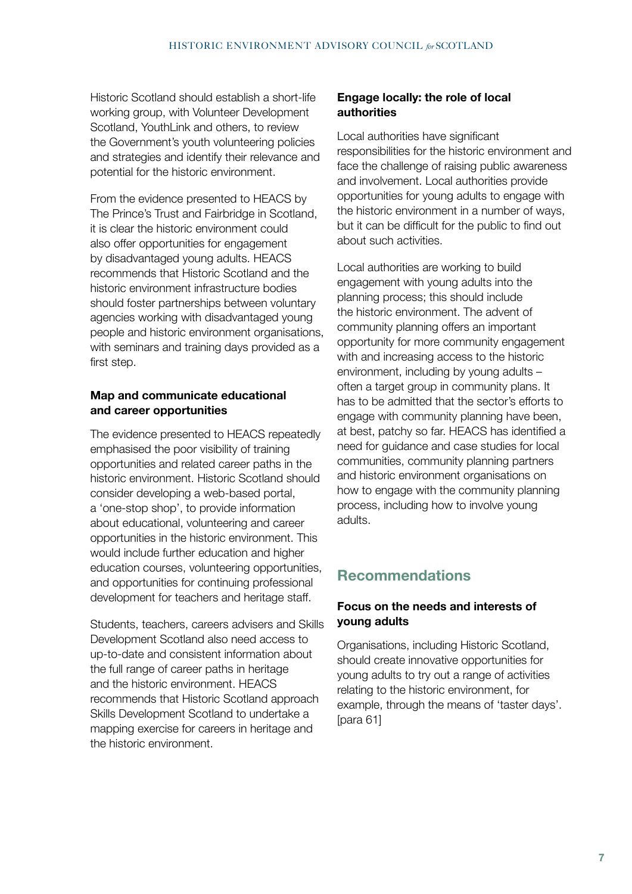Historic Scotland should establish a short-life working group, with Volunteer Development Scotland, YouthLink and others, to review the Government's youth volunteering policies and strategies and identify their relevance and potential for the historic environment.

From the evidence presented to HEACS by The Prince's Trust and Fairbridge in Scotland, it is clear the historic environment could also offer opportunities for engagement by disadvantaged young adults. HEACS recommends that Historic Scotland and the historic environment infrastructure bodies should foster partnerships between voluntary agencies working with disadvantaged young people and historic environment organisations, with seminars and training days provided as a first step.

### Map and communicate educational and career opportunities

The evidence presented to HEACS repeatedly emphasised the poor visibility of training opportunities and related career paths in the historic environment. Historic Scotland should consider developing a web-based portal, a 'one-stop shop', to provide information about educational, volunteering and career opportunities in the historic environment. This would include further education and higher education courses, volunteering opportunities, and opportunities for continuing professional development for teachers and heritage staff.

Students, teachers, careers advisers and Skills Development Scotland also need access to up-to-date and consistent information about the full range of career paths in heritage and the historic environment. HEACS recommends that Historic Scotland approach Skills Development Scotland to undertake a mapping exercise for careers in heritage and the historic environment.

### Engage locally: the role of local authorities

Local authorities have significant responsibilities for the historic environment and face the challenge of raising public awareness and involvement. Local authorities provide opportunities for young adults to engage with the historic environment in a number of ways, but it can be difficult for the public to find out about such activities.

Local authorities are working to build engagement with young adults into the planning process; this should include the historic environment. The advent of community planning offers an important opportunity for more community engagement with and increasing access to the historic environment, including by young adults – often a target group in community plans. It has to be admitted that the sector's efforts to engage with community planning have been, at best, patchy so far. HEACS has identified a need for guidance and case studies for local communities, community planning partners and historic environment organisations on how to engage with the community planning process, including how to involve young adults.

## Recommendations

### Focus on the needs and interests of young adults

Organisations, including Historic Scotland, should create innovative opportunities for young adults to try out a range of activities relating to the historic environment, for example, through the means of 'taster days'. [para 61]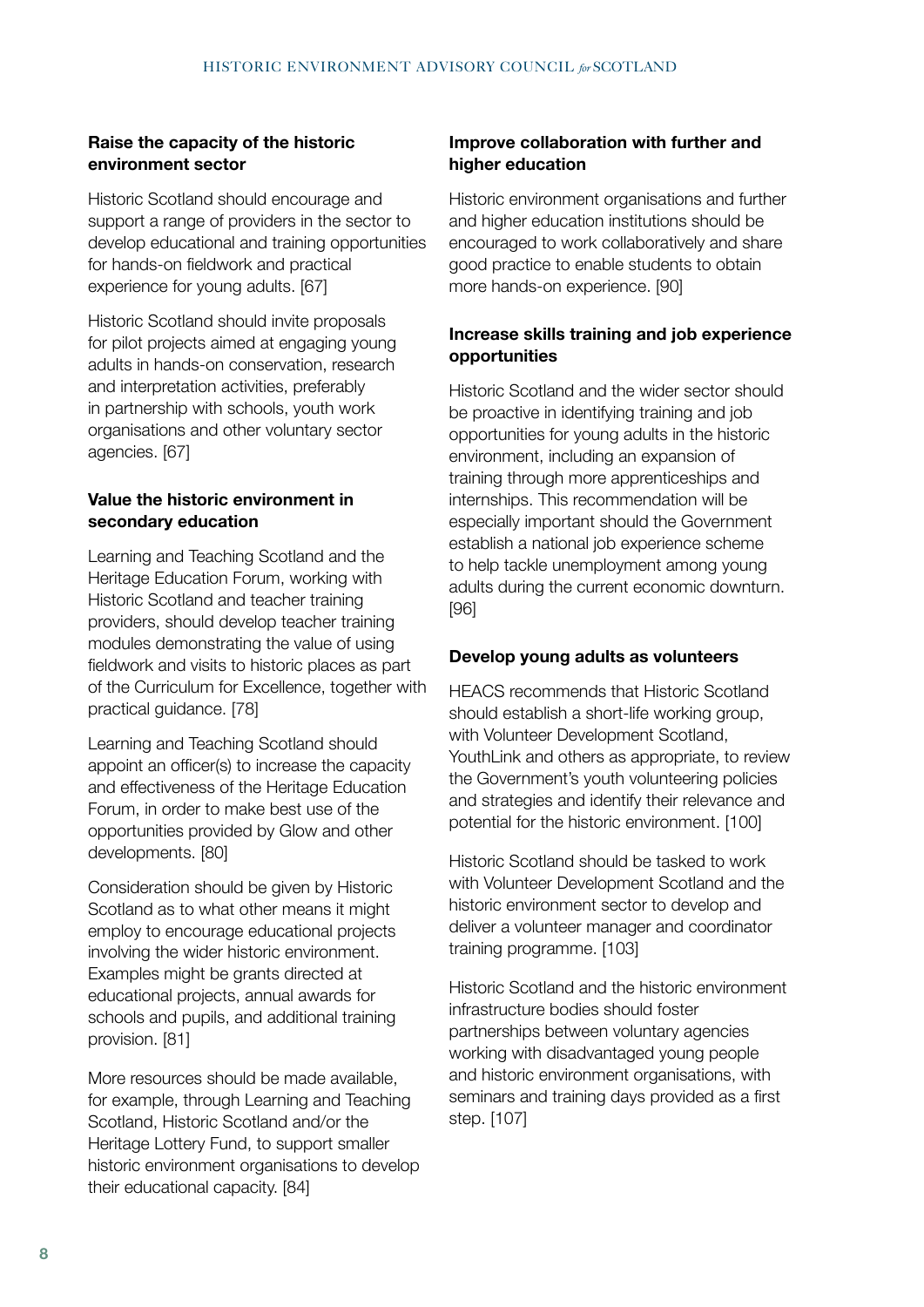**Raise the capacity of the historic environment sector**

Historic Scotland should encourage and support a range of providers in the sector to develop educational and training opportunities for hands-on fieldwork and practical experience for young adults. [67]

Historic Scotland should invite proposals for pilot projects aimed at engaging young adults in hands-on conservation, research and interpretation activities, preferably in partnership with schools, youth work organisations and other voluntary sector agencies. [67]

**Value the historic environment in secondary education**

Learning and Teaching Scotland and the Heritage Education Forum, working with Historic Scotland and teacher training providers, should develop teacher training modules demonstrating the value of using fieldwork and visits to historic places as part of the Curriculum for Excellence, together with practical guidance. [78]

Learning and Teaching Scotland should appoint an officer(s) to increase the capacity and effectiveness of the Heritage Education Forum, in order to make best use of the opportunities provided by Glow and other developments. [80]

Consideration should be given by Historic Scotland as to what other means it might employ to encourage educational projects involving the wider historic environment. Examples might be grants directed at educational projects, annual awards for schools and pupils, and additional training provision. [81]

More resources should be made available, for example, through Learning and Teaching Scotland, Historic Scotland and/or the Heritage Lottery Fund, to support smaller historic environment organisations to develop their educational capacity. [84]

**Improve collaboration with further and higher education**

Historic environment organisations and further and higher education institutions should be encouraged to work collaboratively and share good practice to enable students to obtain more hands-on experience. [90]

**Increase skills training and job experience opportunities**

Historic Scotland and the wider sector should be proactive in identifying training and job opportunities for young adults in the historic environment, including an expansion of training through more apprenticeships and internships. This recommendation will be especially important should the Government establish a national job experience scheme to help tackle unemployment among young adults during the current economic downturn. [96]

**Develop young adults as volunteers**

HEACS recommends that Historic Scotland should establish a short-life working group, with Volunteer Development Scotland, YouthLink and others as appropriate, to review the Government's youth volunteering policies and strategies and identify their relevance and potential for the historic environment. [100]

Historic Scotland should be tasked to work with Volunteer Development Scotland and the historic environment sector to develop and deliver a volunteer manager and coordinator training programme. [103]

Historic Scotland and the historic environment infrastructure bodies should foster partnerships between voluntary agencies working with disadvantaged young people and historic environment organisations, with seminars and training days provided as a first step. [107]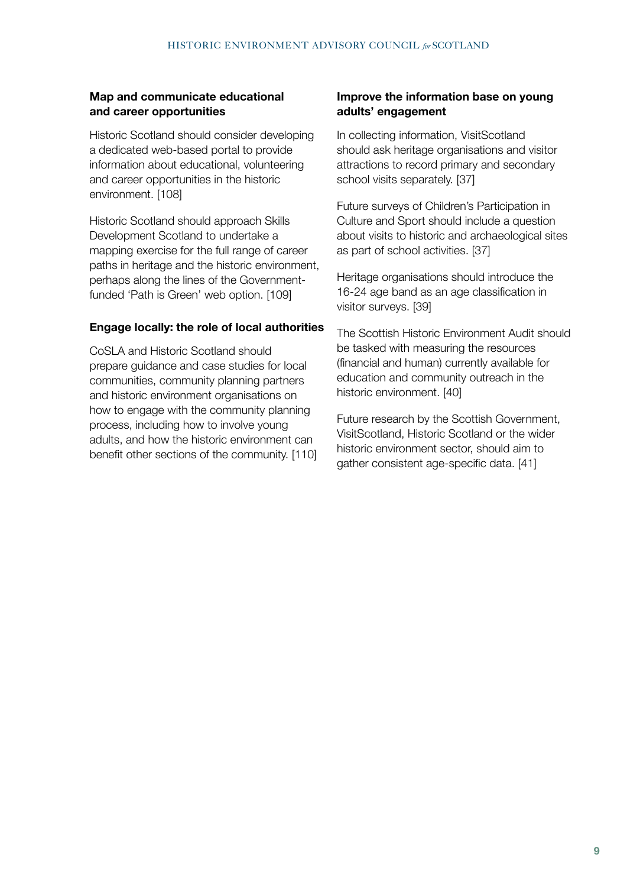**Map and communicate educational and career opportunities**

Historic Scotland should consider developing a dedicated web-based portal to provide information about educational, volunteering and career opportunities in the historic environment. [108]

Historic Scotland should approach Skills Development Scotland to undertake a mapping exercise for the full range of career paths in heritage and the historic environment, perhaps along the lines of the Government-funded 'Path is Green' web option. [109]

**Engage locally: the role of local authorities**

CoSLA and Historic Scotland should prepare guidance and case studies for local communities, community planning partners and historic environment organisations on how to engage with the community planning process, including how to involve young adults, and how the historic environment can benefit other sections of the community. [110]

**Improve the information base on young adults' engagement**

In collecting information, VisitScotland should ask heritage organisations and visitor attractions to record primary and secondary school visits separately. [37]

Future surveys of Children's Participation in Culture and Sport should include a question about visits to historic and archaeological sites as part of school activities. [37]

Heritage organisations should introduce the 16-24 age band as an age classification in visitor surveys. [39]

The Scottish Historic Environment Audit should be tasked with measuring the resources (financial and human) currently available for education and community outreach in the historic environment. [40]

Future research by the Scottish Government, VisitScotland, Historic Scotland or the wider historic environment sector, should aim to gather consistent age-specific data. [41]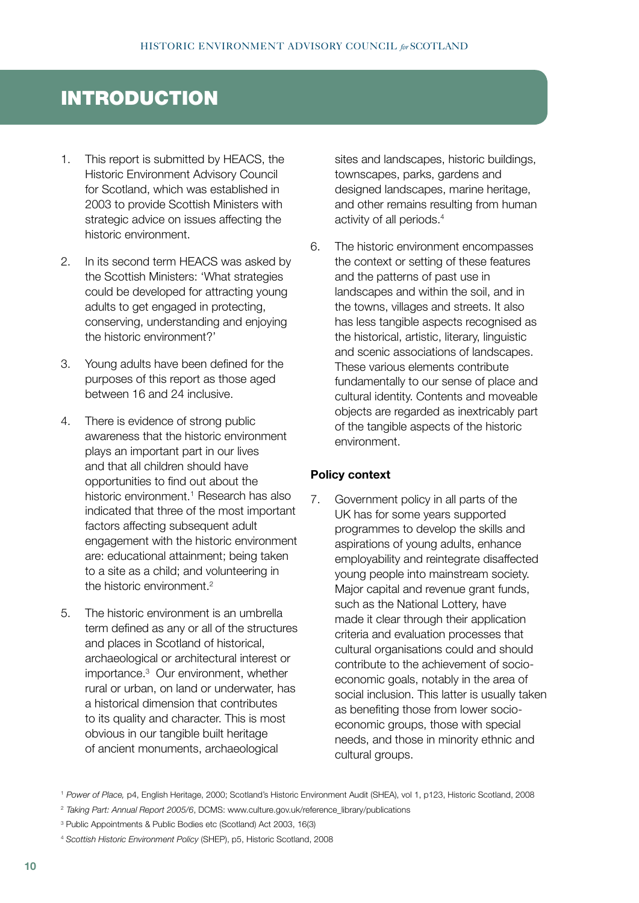# INTRODUCTION

1. This report is submitted by HEACS, the Historic Environment Advisory Council for Scotland, which was established in 2003 to provide Scottish Ministers with strategic advice on issues affecting the historic environment.

2. In its second term HEACS was asked by the Scottish Ministers: 'What strategies could be developed for attracting young adults to get engaged in protecting, conserving, understanding and enjoying the historic environment?'

3. Young adults have been defined for the purposes of this report as those aged between 16 and 24 inclusive.

4. There is evidence of strong public awareness that the historic environment plays an important part in our lives and that all children should have opportunities to find out about the historic environment.[1] Research has also indicated that three of the most important factors affecting subsequent adult engagement with the historic environment are: educational attainment; being taken to a site as a child; and volunteering in the historic environment.[2]

5. The historic environment is an umbrella term defined as any or all of the structures and places in Scotland of historical, archaeological or architectural interest or importance.[3] Our environment, whether rural or urban, on land or underwater, has a historical dimension that contributes to its quality and character. This is most obvious in our tangible built heritage of ancient monuments, archaeological sites and landscapes, historic buildings, townscapes, parks, gardens and designed landscapes, marine heritage, and other remains resulting from human activity of all periods.[4]

6. The historic environment encompasses the context or setting of these features and the patterns of past use in landscapes and within the soil, and in the towns, villages and streets. It also has less tangible aspects recognised as the historical, artistic, literary, linguistic and scenic associations of landscapes. These various elements contribute fundamentally to our sense of place and cultural identity. Contents and moveable objects are regarded as inextricably part of the tangible aspects of the historic environment.

**Policy context**

7. Government policy in all parts of the UK has for some years supported programmes to develop the skills and aspirations of young adults, enhance employability and reintegrate disaffected young people into mainstream society. Major capital and revenue grant funds, such as the National Lottery, have made it clear through their application criteria and evaluation processes that cultural organisations could and should contribute to the achievement of socio-economic goals, notably in the area of social inclusion. This latter is usually taken as benefiting those from lower socio-economic groups, those with special needs, and those in minority ethnic and cultural groups.

[1] *Power of Place,* p4, English Heritage, 2000; Scotland's Historic Environment Audit (SHEA), vol 1, p123, Historic Scotland, 2008

[2] *Taking Part: Annual Report 2005/6*, DCMS: www.culture.gov.uk/reference_library/publications

[3] Public Appointments & Public Bodies etc (Scotland) Act 2003, 16(3)

[4] *Scottish Historic Environment Policy* (SHEP), p5, Historic Scotland, 2008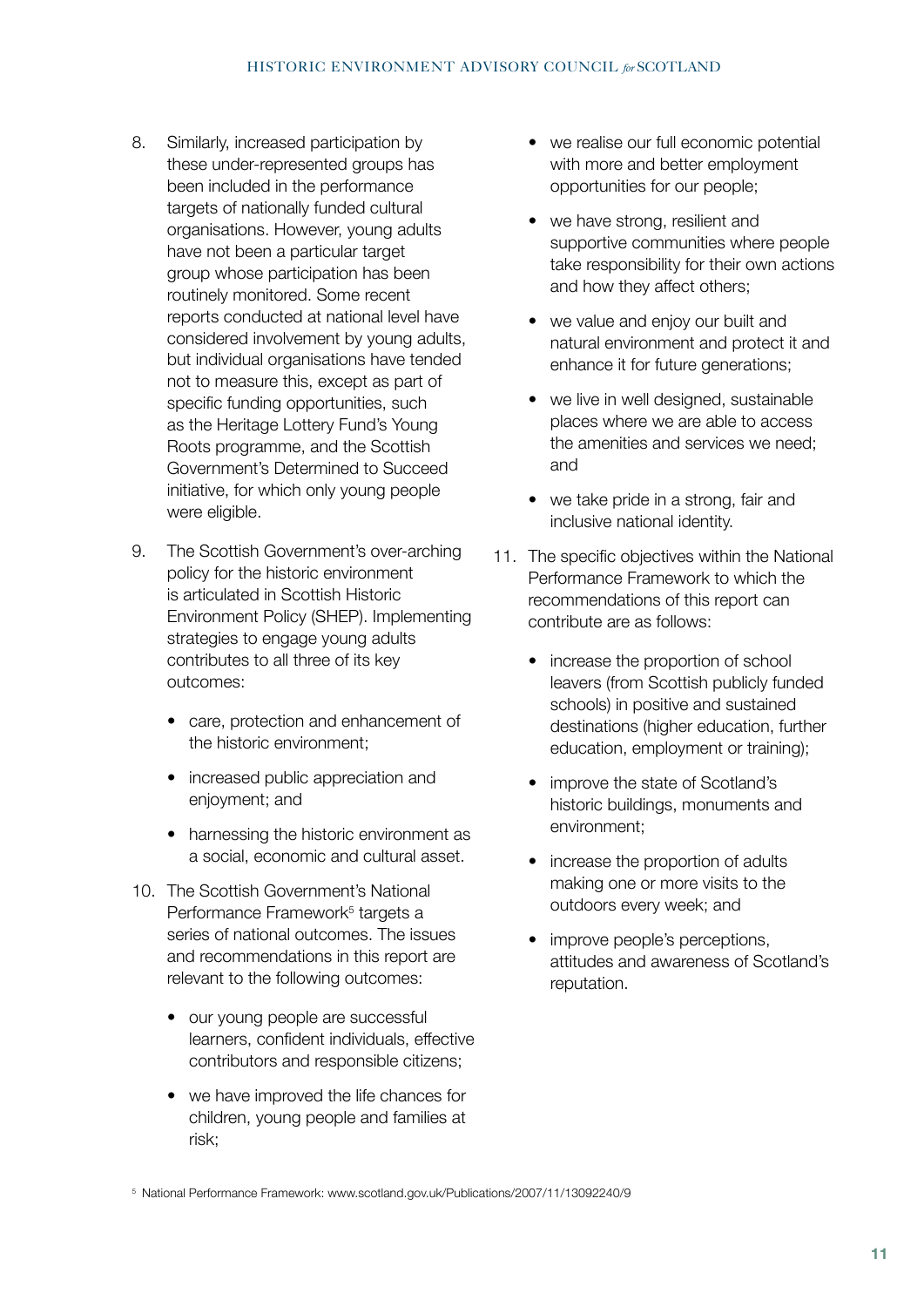8. Similarly, increased participation by these under-represented groups has been included in the performance targets of nationally funded cultural organisations. However, young adults have not been a particular target group whose participation has been routinely monitored. Some recent reports conducted at national level have considered involvement by young adults, but individual organisations have tended not to measure this, except as part of specific funding opportunities, such as the Heritage Lottery Fund's Young Roots programme, and the Scottish Government's Determined to Succeed initiative, for which only young people were eligible.

9. The Scottish Government's over-arching policy for the historic environment is articulated in Scottish Historic Environment Policy (SHEP). Implementing strategies to engage young adults contributes to all three of its key outcomes:

   - care, protection and enhancement of the historic environment;
   - increased public appreciation and enjoyment; and
   - harnessing the historic environment as a social, economic and cultural asset.

10. The Scottish Government's National Performance Framework[5] targets a series of national outcomes. The issues and recommendations in this report are relevant to the following outcomes:

    - our young people are successful learners, confident individuals, effective contributors and responsible citizens;
    - we have improved the life chances for children, young people and families at risk;
    - we realise our full economic potential with more and better employment opportunities for our people;
    - we have strong, resilient and supportive communities where people take responsibility for their own actions and how they affect others;
    - we value and enjoy our built and natural environment and protect it and enhance it for future generations;
    - we live in well designed, sustainable places where we are able to access the amenities and services we need; and
    - we take pride in a strong, fair and inclusive national identity.

11. The specific objectives within the National Performance Framework to which the recommendations of this report can contribute are as follows:

    - increase the proportion of school leavers (from Scottish publicly funded schools) in positive and sustained destinations (higher education, further education, employment or training);
    - improve the state of Scotland's historic buildings, monuments and environment;
    - increase the proportion of adults making one or more visits to the outdoors every week; and
    - improve people's perceptions, attitudes and awareness of Scotland's reputation.

[5] National Performance Framework: www.scotland.gov.uk/Publications/2007/11/13092240/9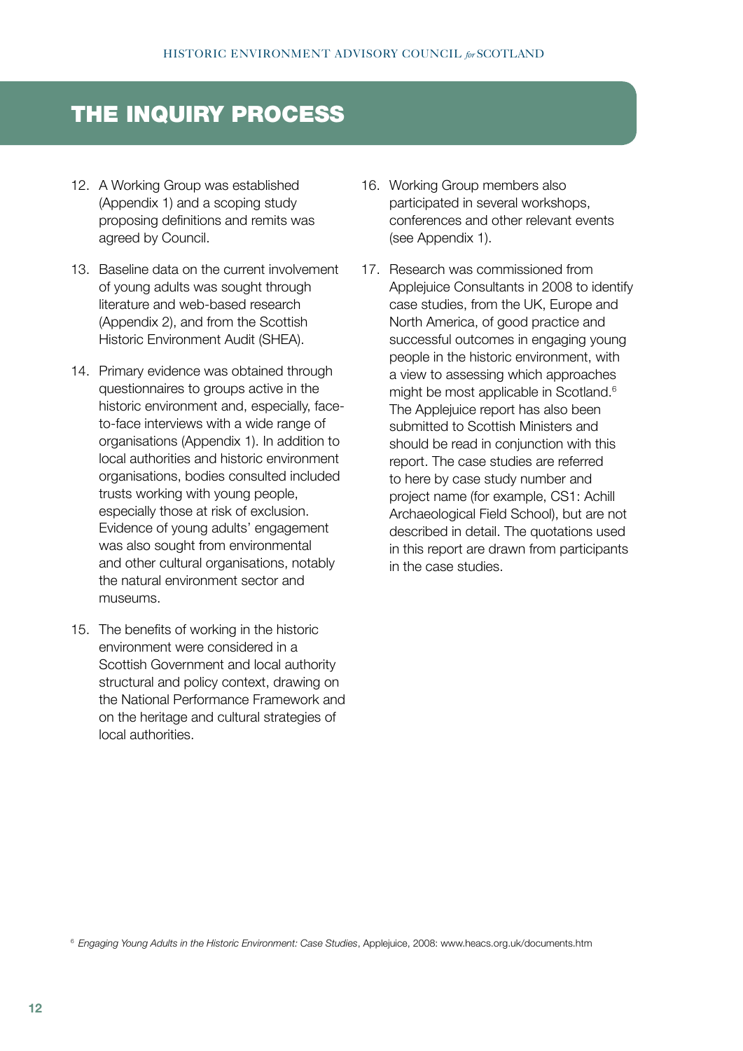# THE INQUIRY PROCESS

12. A Working Group was established (Appendix 1) and a scoping study proposing definitions and remits was agreed by Council.

13. Baseline data on the current involvement of young adults was sought through literature and web-based research (Appendix 2), and from the Scottish Historic Environment Audit (SHEA).

14. Primary evidence was obtained through questionnaires to groups active in the historic environment and, especially, face-to-face interviews with a wide range of organisations (Appendix 1). In addition to local authorities and historic environment organisations, bodies consulted included trusts working with young people, especially those at risk of exclusion. Evidence of young adults' engagement was also sought from environmental and other cultural organisations, notably the natural environment sector and museums.

15. The benefits of working in the historic environment were considered in a Scottish Government and local authority structural and policy context, drawing on the National Performance Framework and on the heritage and cultural strategies of local authorities.

16. Working Group members also participated in several workshops, conferences and other relevant events (see Appendix 1).

17. Research was commissioned from Applejuice Consultants in 2008 to identify case studies, from the UK, Europe and North America, of good practice and successful outcomes in engaging young people in the historic environment, with a view to assessing which approaches might be most applicable in Scotland.[6] The Applejuice report has also been submitted to Scottish Ministers and should be read in conjunction with this report. The case studies are referred to here by case study number and project name (for example, CS1: Achill Archaeological Field School), but are not described in detail. The quotations used in this report are drawn from participants in the case studies.

[6] *Engaging Young Adults in the Historic Environment: Case Studies*, Applejuice, 2008: www.heacs.org.uk/documents.htm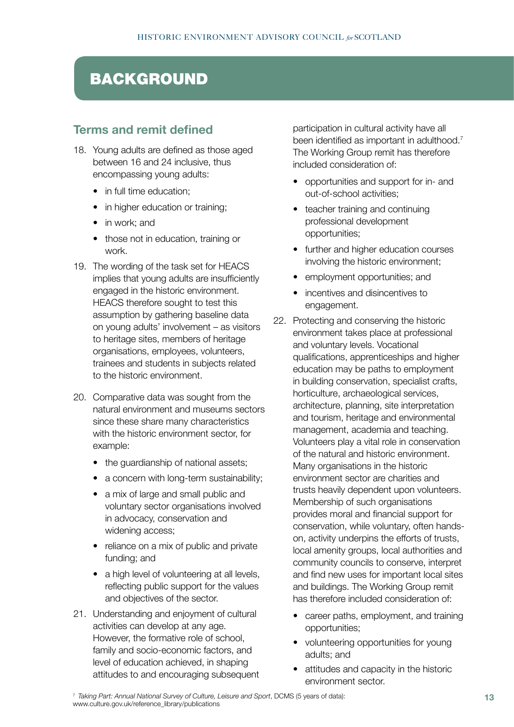# BACKGROUND

## Terms and remit defined

18. Young adults are defined as those aged between 16 and 24 inclusive, thus encompassing young adults:
    - in full time education;
    - in higher education or training;
    - in work; and
    - those not in education, training or work.
19. The wording of the task set for HEACS implies that young adults are insufficiently engaged in the historic environment. HEACS therefore sought to test this assumption by gathering baseline data on young adults' involvement – as visitors to heritage sites, members of heritage organisations, employees, volunteers, trainees and students in subjects related to the historic environment.
20. Comparative data was sought from the natural environment and museums sectors since these share many characteristics with the historic environment sector, for example:
    - the guardianship of national assets;
    - a concern with long-term sustainability;
    - a mix of large and small public and voluntary sector organisations involved in advocacy, conservation and widening access;
    - reliance on a mix of public and private funding; and
    - a high level of volunteering at all levels, reflecting public support for the values and objectives of the sector.
21. Understanding and enjoyment of cultural activities can develop at any age. However, the formative role of school, family and socio-economic factors, and level of education achieved, in shaping attitudes to and encouraging subsequent participation in cultural activity have all been identified as important in adulthood.[7] The Working Group remit has therefore included consideration of:
    - opportunities and support for in- and out-of-school activities;
    - teacher training and continuing professional development opportunities;
    - further and higher education courses involving the historic environment;
    - employment opportunities; and
    - incentives and disincentives to engagement.
22. Protecting and conserving the historic environment takes place at professional and voluntary levels. Vocational qualifications, apprenticeships and higher education may be paths to employment in building conservation, specialist crafts, horticulture, archaeological services, architecture, planning, site interpretation and tourism, heritage and environmental management, academia and teaching. Volunteers play a vital role in conservation of the natural and historic environment. Many organisations in the historic environment sector are charities and trusts heavily dependent upon volunteers. Membership of such organisations provides moral and financial support for conservation, while voluntary, often hands-on, activity underpins the efforts of trusts, local amenity groups, local authorities and community councils to conserve, interpret and find new uses for important local sites and buildings. The Working Group remit has therefore included consideration of:
    - career paths, employment, and training opportunities;
    - volunteering opportunities for young adults; and
    - attitudes and capacity in the historic environment sector.

[7] *Taking Part: Annual National Survey of Culture, Leisure and Sport*, DCMS (5 years of data): www.culture.gov.uk/reference_library/publications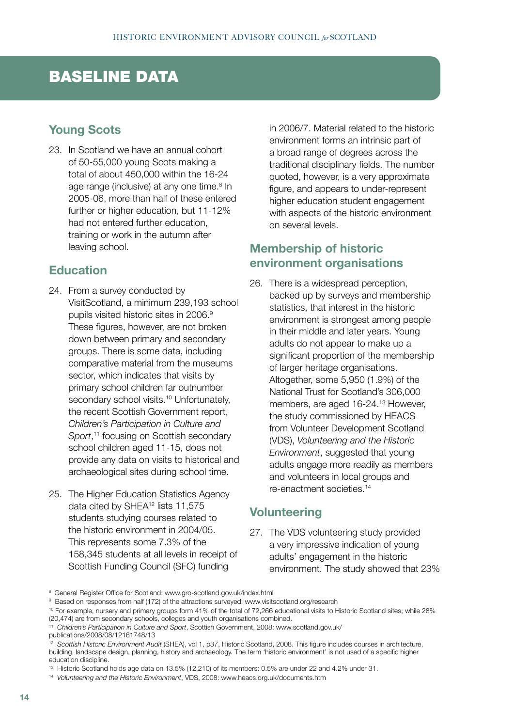# BASELINE DATA

## Young Scots

23. In Scotland we have an annual cohort of 50-55,000 young Scots making a total of about 450,000 within the 16-24 age range (inclusive) at any one time.[8] In 2005-06, more than half of these entered further or higher education, but 11-12% had not entered further education, training or work in the autumn after leaving school.

## Education

24. From a survey conducted by VisitScotland, a minimum 239,193 school pupils visited historic sites in 2006.[9] These figures, however, are not broken down between primary and secondary groups. There is some data, including comparative material from the museums sector, which indicates that visits by primary school children far outnumber secondary school visits.[10] Unfortunately, the recent Scottish Government report, *Children's Participation in Culture and Sport*,[11] focusing on Scottish secondary school children aged 11-15, does not provide any data on visits to historical and archaeological sites during school time.

25. The Higher Education Statistics Agency data cited by SHEA[12] lists 11,575 students studying courses related to the historic environment in 2004/05. This represents some 7.3% of the 158,345 students at all levels in receipt of Scottish Funding Council (SFC) funding in 2006/7. Material related to the historic environment forms an intrinsic part of a broad range of degrees across the traditional disciplinary fields. The number quoted, however, is a very approximate figure, and appears to under-represent higher education student engagement with aspects of the historic environment on several levels.

## Membership of historic environment organisations

26. There is a widespread perception, backed up by surveys and membership statistics, that interest in the historic environment is strongest among people in their middle and later years. Young adults do not appear to make up a significant proportion of the membership of larger heritage organisations. Altogether, some 5,950 (1.9%) of the National Trust for Scotland's 306,000 members, are aged 16-24.[13] However, the study commissioned by HEACS from Volunteer Development Scotland (VDS), *Volunteering and the Historic Environment*, suggested that young adults engage more readily as members and volunteers in local groups and re-enactment societies.[14]

## Volunteering

27. The VDS volunteering study provided a very impressive indication of young adults' engagement in the historic environment. The study showed that 23%

---

[8] General Register Office for Scotland: www.gro-scotland.gov.uk/index.html

[9] Based on responses from half (172) of the attractions surveyed: www.visitscotland.org/research

[10] For example, nursery and primary groups form 41% of the total of 72,266 educational visits to Historic Scotland sites; while 28% (20,474) are from secondary schools, colleges and youth organisations combined.

[11] *Children's Participation in Culture and Sport*, Scottish Government, 2008: www.scotland.gov.uk/publications/2008/08/12161748/13

[12] *Scottish Historic Environment Audit* (SHEA), vol 1, p37, Historic Scotland, 2008. This figure includes courses in architecture, building, landscape design, planning, history and archaeology. The term 'historic environment' is not used of a specific higher education discipline.

[13] Historic Scotland holds age data on 13.5% (12,210) of its members: 0.5% are under 22 and 4.2% under 31.

[14] *Volunteering and the Historic Environment*, VDS, 2008: www.heacs.org.uk/documents.htm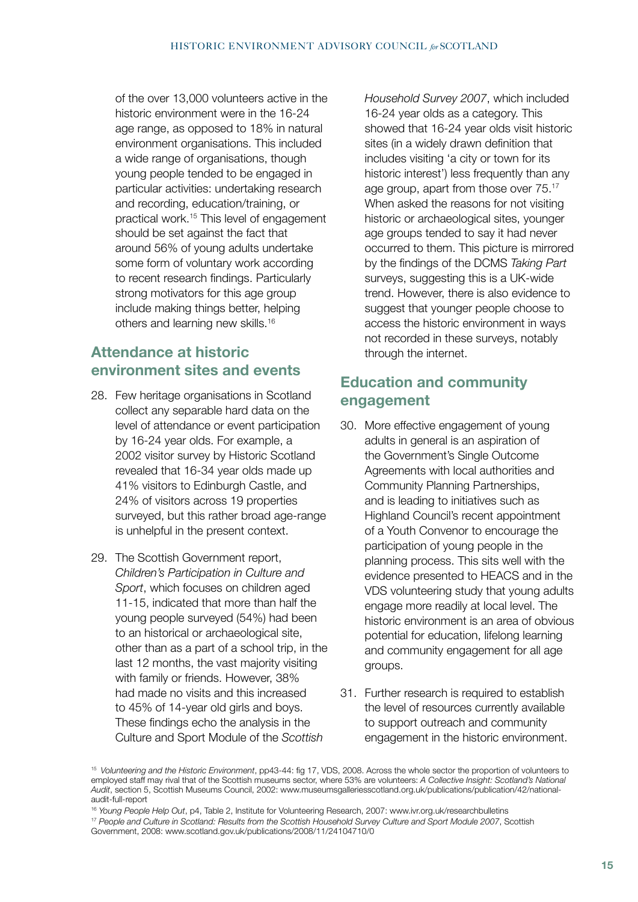of the over 13,000 volunteers active in the historic environment were in the 16-24 age range, as opposed to 18% in natural environment organisations. This included a wide range of organisations, though young people tended to be engaged in particular activities: undertaking research and recording, education/training, or practical work.[15] This level of engagement should be set against the fact that around 56% of young adults undertake some form of voluntary work according to recent research findings. Particularly strong motivators for this age group include making things better, helping others and learning new skills.[16]

## Attendance at historic environment sites and events

28. Few heritage organisations in Scotland collect any separable hard data on the level of attendance or event participation by 16-24 year olds. For example, a 2002 visitor survey by Historic Scotland revealed that 16-34 year olds made up 41% visitors to Edinburgh Castle, and 24% of visitors across 19 properties surveyed, but this rather broad age-range is unhelpful in the present context.

29. The Scottish Government report, *Children's Participation in Culture and Sport*, which focuses on children aged 11-15, indicated that more than half the young people surveyed (54%) had been to an historical or archaeological site, other than as a part of a school trip, in the last 12 months, the vast majority visiting with family or friends. However, 38% had made no visits and this increased to 45% of 14-year old girls and boys. These findings echo the analysis in the Culture and Sport Module of the *Scottish Household Survey 2007*, which included 16-24 year olds as a category. This showed that 16-24 year olds visit historic sites (in a widely drawn definition that includes visiting 'a city or town for its historic interest') less frequently than any age group, apart from those over 75.[17] When asked the reasons for not visiting historic or archaeological sites, younger age groups tended to say it had never occurred to them. This picture is mirrored by the findings of the DCMS *Taking Part* surveys, suggesting this is a UK-wide trend. However, there is also evidence to suggest that younger people choose to access the historic environment in ways not recorded in these surveys, notably through the internet.

## Education and community engagement

30. More effective engagement of young adults in general is an aspiration of the Government's Single Outcome Agreements with local authorities and Community Planning Partnerships, and is leading to initiatives such as Highland Council's recent appointment of a Youth Convenor to encourage the participation of young people in the planning process. This sits well with the evidence presented to HEACS and in the VDS volunteering study that young adults engage more readily at local level. The historic environment is an area of obvious potential for education, lifelong learning and community engagement for all age groups.

31. Further research is required to establish the level of resources currently available to support outreach and community engagement in the historic environment.

---

[15] *Volunteering and the Historic Environment*, pp43-44: fig 17, VDS, 2008. Across the whole sector the proportion of volunteers to employed staff may rival that of the Scottish museums sector, where 53% are volunteers: *A Collective Insight: Scotland's National Audit*, section 5, Scottish Museums Council, 2002: www.museumsgalleriesscotland.org.uk/publications/publication/42/national-audit-full-report

[16] *Young People Help Out*, p4, Table 2, Institute for Volunteering Research, 2007: www.ivr.org.uk/researchbulletins

[17] *People and Culture in Scotland: Results from the Scottish Household Survey Culture and Sport Module 2007*, Scottish Government, 2008: www.scotland.gov.uk/publications/2008/11/24104710/0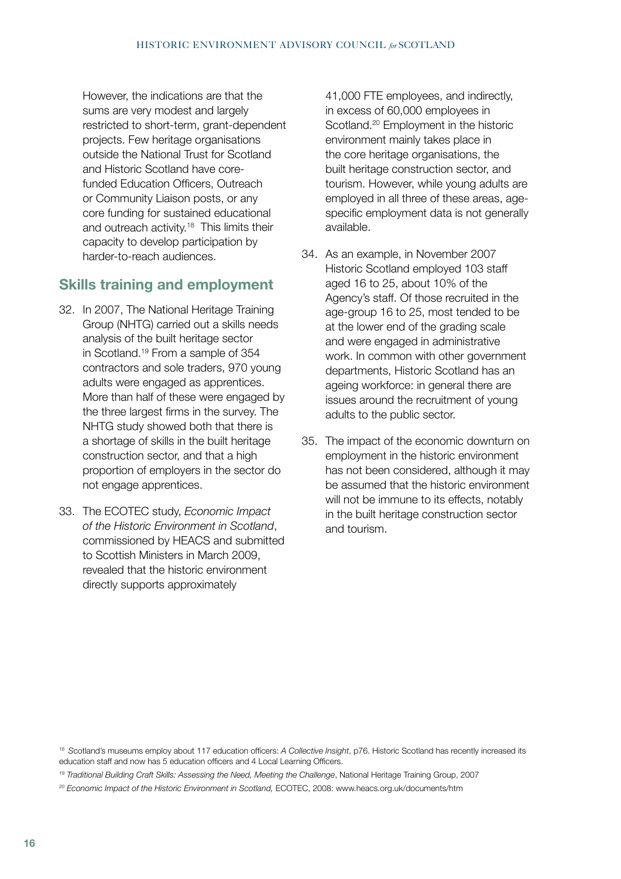However, the indications are that the sums are very modest and largely restricted to short-term, grant-dependent projects. Few heritage organisations outside the National Trust for Scotland and Historic Scotland have core-funded Education Officers, Outreach or Community Liaison posts, or any core funding for sustained educational and outreach activity.[18] This limits their capacity to develop participation by harder-to-reach audiences.

## Skills training and employment

32. In 2007, The National Heritage Training Group (NHTG) carried out a skills needs analysis of the built heritage sector in Scotland.[19] From a sample of 354 contractors and sole traders, 970 young adults were engaged as apprentices. More than half of these were engaged by the three largest firms in the survey. The NHTG study showed both that there is a shortage of skills in the built heritage construction sector, and that a high proportion of employers in the sector do not engage apprentices.

33. The ECOTEC study, *Economic Impact of the Historic Environment in Scotland*, commissioned by HEACS and submitted to Scottish Ministers in March 2009, revealed that the historic environment directly supports approximately 41,000 FTE employees, and indirectly, in excess of 60,000 employees in Scotland.[20] Employment in the historic environment mainly takes place in the core heritage organisations, the built heritage construction sector, and tourism. However, while young adults are employed in all three of these areas, age-specific employment data is not generally available.

34. As an example, in November 2007 Historic Scotland employed 103 staff aged 16 to 25, about 10% of the Agency's staff. Of those recruited in the age-group 16 to 25, most tended to be at the lower end of the grading scale and were engaged in administrative work. In common with other government departments, Historic Scotland has an ageing workforce: in general there are issues around the recruitment of young adults to the public sector.

35. The impact of the economic downturn on employment in the historic environment has not been considered, although it may be assumed that the historic environment will not be immune to its effects, notably in the built heritage construction sector and tourism.

---

[18] Scotland's museums employ about 117 education officers: *A Collective Insight*, p76. Historic Scotland has recently increased its education staff and now has 5 education officers and 4 Local Learning Officers.

[19] *Traditional Building Craft Skills: Assessing the Need, Meeting the Challenge*, National Heritage Training Group, 2007

[20] *Economic Impact of the Historic Environment in Scotland,* ECOTEC, 2008: www.heacs.org.uk/documents/htm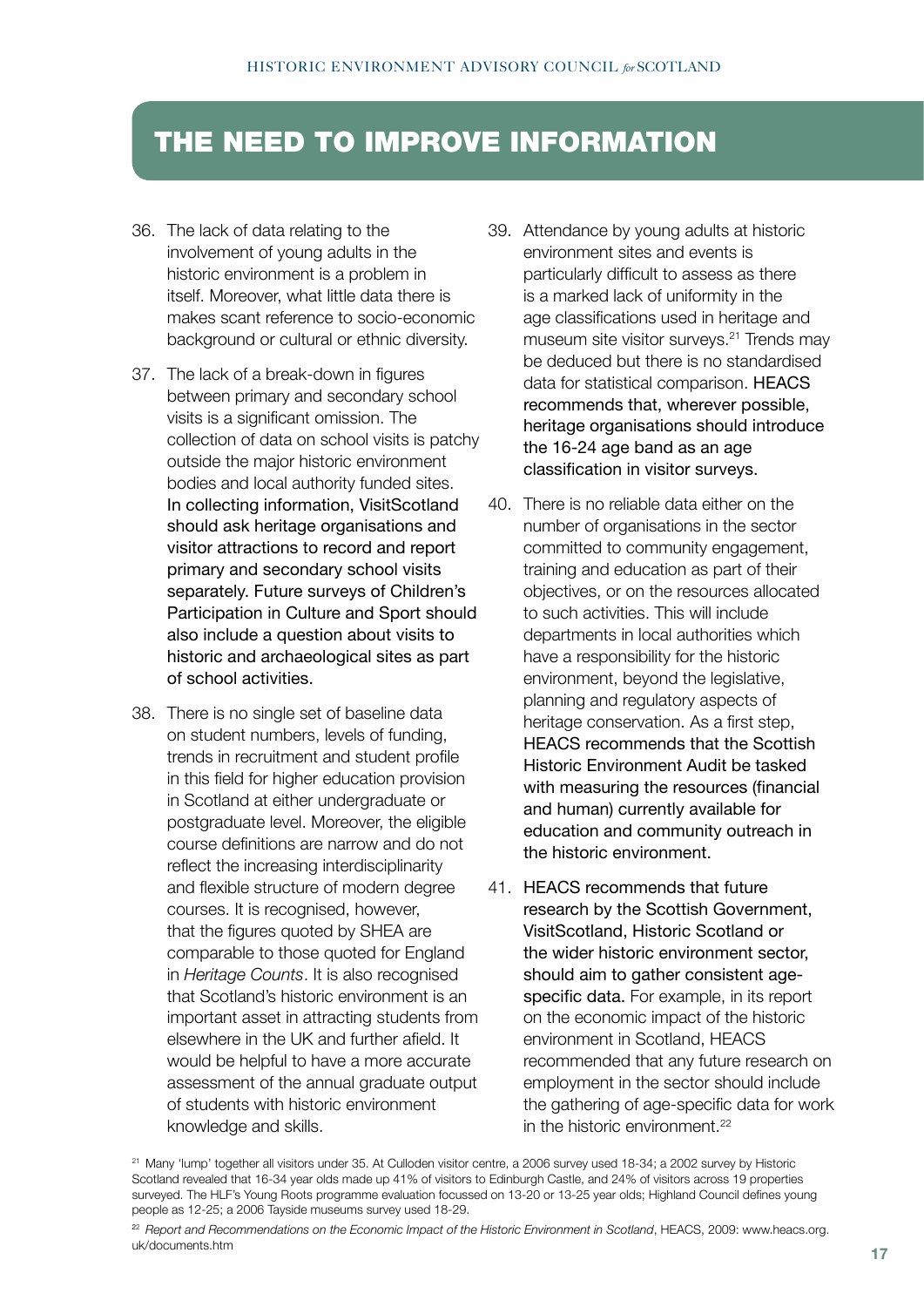# THE NEED TO IMPROVE INFORMATION

36. The lack of data relating to the involvement of young adults in the historic environment is a problem in itself. Moreover, what little data there is makes scant reference to socio-economic background or cultural or ethnic diversity.

37. The lack of a break-down in figures between primary and secondary school visits is a significant omission. The collection of data on school visits is patchy outside the major historic environment bodies and local authority funded sites. In collecting information, VisitScotland should ask heritage organisations and visitor attractions to record and report primary and secondary school visits separately. Future surveys of Children's Participation in Culture and Sport should also include a question about visits to historic and archaeological sites as part of school activities.

38. There is no single set of baseline data on student numbers, levels of funding, trends in recruitment and student profile in this field for higher education provision in Scotland at either undergraduate or postgraduate level. Moreover, the eligible course definitions are narrow and do not reflect the increasing interdisciplinarity and flexible structure of modern degree courses. It is recognised, however, that the figures quoted by SHEA are comparable to those quoted for England in *Heritage Counts*. It is also recognised that Scotland's historic environment is an important asset in attracting students from elsewhere in the UK and further afield. It would be helpful to have a more accurate assessment of the annual graduate output of students with historic environment knowledge and skills.

39. Attendance by young adults at historic environment sites and events is particularly difficult to assess as there is a marked lack of uniformity in the age classifications used in heritage and museum site visitor surveys.[21] Trends may be deduced but there is no standardised data for statistical comparison. HEACS recommends that, wherever possible, heritage organisations should introduce the 16-24 age band as an age classification in visitor surveys.

40. There is no reliable data either on the number of organisations in the sector committed to community engagement, training and education as part of their objectives, or on the resources allocated to such activities. This will include departments in local authorities which have a responsibility for the historic environment, beyond the legislative, planning and regulatory aspects of heritage conservation. As a first step, HEACS recommends that the Scottish Historic Environment Audit be tasked with measuring the resources (financial and human) currently available for education and community outreach in the historic environment.

41. HEACS recommends that future research by the Scottish Government, VisitScotland, Historic Scotland or the wider historic environment sector, should aim to gather consistent age-specific data. For example, in its report on the economic impact of the historic environment in Scotland, HEACS recommended that any future research on employment in the sector should include the gathering of age-specific data for work in the historic environment.[22]

[21] Many 'lump' together all visitors under 35. At Culloden visitor centre, a 2006 survey used 18-34; a 2002 survey by Historic Scotland revealed that 16-34 year olds made up 41% of visitors to Edinburgh Castle, and 24% of visitors across 19 properties surveyed. The HLF's Young Roots programme evaluation focussed on 13-20 or 13-25 year olds; Highland Council defines young people as 12-25; a 2006 Tayside museums survey used 18-29.

[22] *Report and Recommendations on the Economic Impact of the Historic Environment in Scotland*, HEACS, 2009: www.heacs.org.uk/documents.htm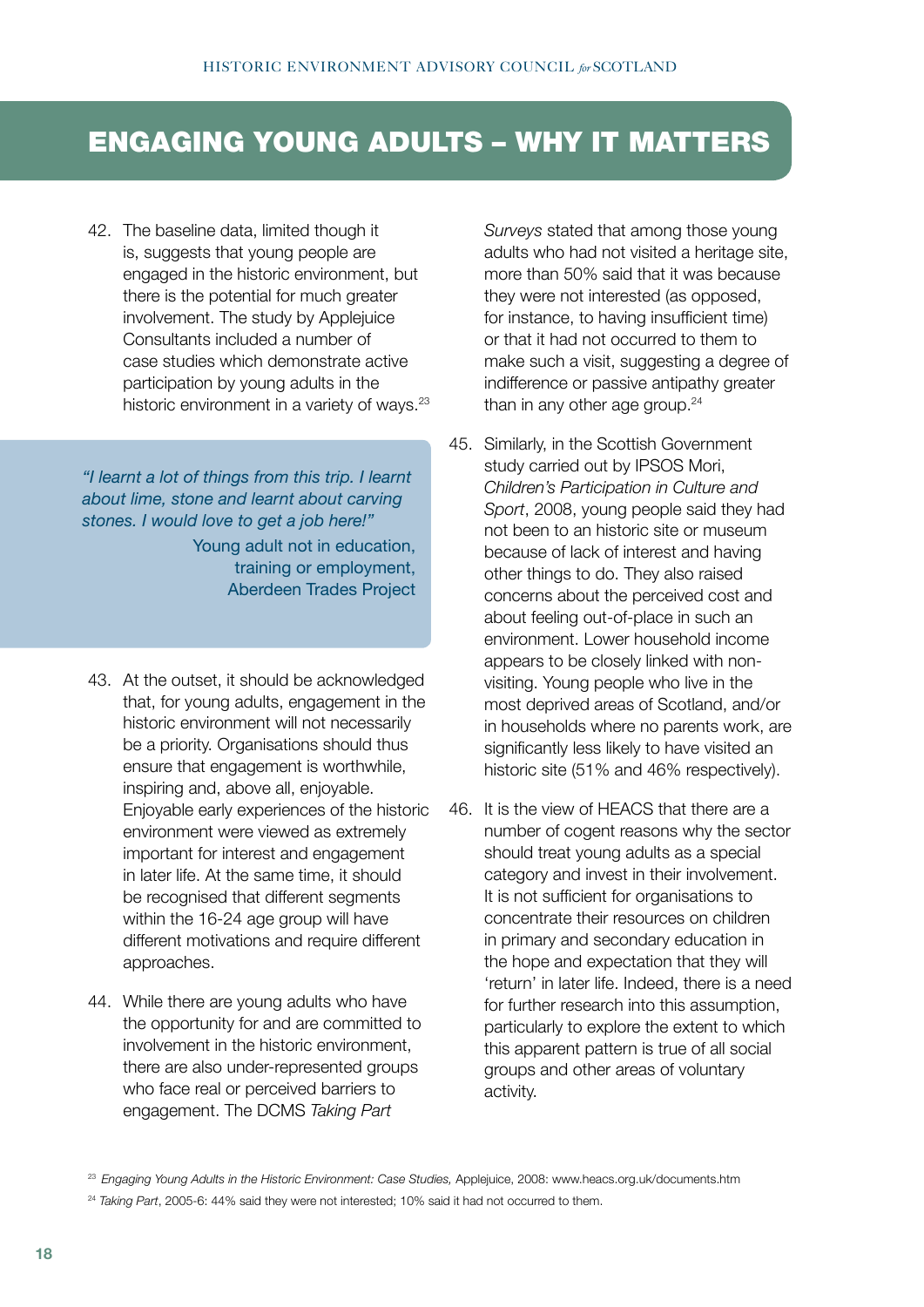# ENGAGING YOUNG ADULTS – WHY IT MATTERS

42. The baseline data, limited though it is, suggests that young people are engaged in the historic environment, but there is the potential for much greater involvement. The study by Applejuice Consultants included a number of case studies which demonstrate active participation by young adults in the historic environment in a variety of ways.[23]

> *"I learnt a lot of things from this trip. I learnt about lime, stone and learnt about carving stones. I would love to get a job here!"*
>
> Young adult not in education, training or employment, Aberdeen Trades Project

43. At the outset, it should be acknowledged that, for young adults, engagement in the historic environment will not necessarily be a priority. Organisations should thus ensure that engagement is worthwhile, inspiring and, above all, enjoyable. Enjoyable early experiences of the historic environment were viewed as extremely important for interest and engagement in later life. At the same time, it should be recognised that different segments within the 16-24 age group will have different motivations and require different approaches.

44. While there are young adults who have the opportunity for and are committed to involvement in the historic environment, there are also under-represented groups who face real or perceived barriers to engagement. The DCMS *Taking Part Surveys* stated that among those young adults who had not visited a heritage site, more than 50% said that it was because they were not interested (as opposed, for instance, to having insufficient time) or that it had not occurred to them to make such a visit, suggesting a degree of indifference or passive antipathy greater than in any other age group.[24]

45. Similarly, in the Scottish Government study carried out by IPSOS Mori, *Children's Participation in Culture and Sport*, 2008, young people said they had not been to an historic site or museum because of lack of interest and having other things to do. They also raised concerns about the perceived cost and about feeling out-of-place in such an environment. Lower household income appears to be closely linked with non-visiting. Young people who live in the most deprived areas of Scotland, and/or in households where no parents work, are significantly less likely to have visited an historic site (51% and 46% respectively).

46. It is the view of HEACS that there are a number of cogent reasons why the sector should treat young adults as a special category and invest in their involvement. It is not sufficient for organisations to concentrate their resources on children in primary and secondary education in the hope and expectation that they will 'return' in later life. Indeed, there is a need for further research into this assumption, particularly to explore the extent to which this apparent pattern is true of all social groups and other areas of voluntary activity.

[23] *Engaging Young Adults in the Historic Environment: Case Studies,* Applejuice, 2008: www.heacs.org.uk/documents.htm

[24] *Taking Part*, 2005-6: 44% said they were not interested; 10% said it had not occurred to them.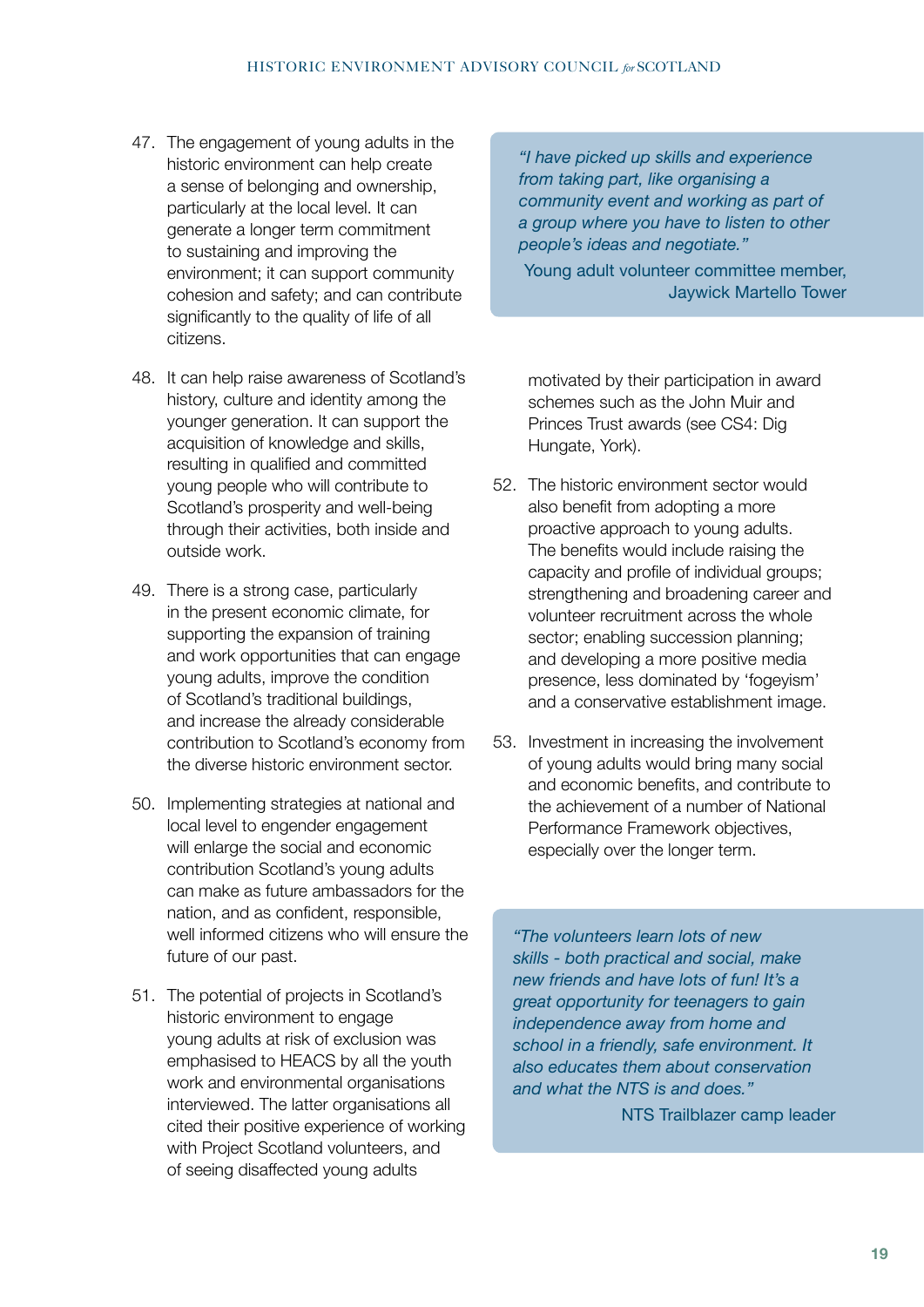47. The engagement of young adults in the historic environment can help create a sense of belonging and ownership, particularly at the local level. It can generate a longer term commitment to sustaining and improving the environment; it can support community cohesion and safety; and can contribute significantly to the quality of life of all citizens.

48. It can help raise awareness of Scotland's history, culture and identity among the younger generation. It can support the acquisition of knowledge and skills, resulting in qualified and committed young people who will contribute to Scotland's prosperity and well-being through their activities, both inside and outside work.

49. There is a strong case, particularly in the present economic climate, for supporting the expansion of training and work opportunities that can engage young adults, improve the condition of Scotland's traditional buildings, and increase the already considerable contribution to Scotland's economy from the diverse historic environment sector.

50. Implementing strategies at national and local level to engender engagement will enlarge the social and economic contribution Scotland's young adults can make as future ambassadors for the nation, and as confident, responsible, well informed citizens who will ensure the future of our past.

51. The potential of projects in Scotland's historic environment to engage young adults at risk of exclusion was emphasised to HEACS by all the youth work and environmental organisations interviewed. The latter organisations all cited their positive experience of working with Project Scotland volunteers, and of seeing disaffected young adults motivated by their participation in award schemes such as the John Muir and Princes Trust awards (see CS4: Dig Hungate, York).

52. The historic environment sector would also benefit from adopting a more proactive approach to young adults. The benefits would include raising the capacity and profile of individual groups; strengthening and broadening career and volunteer recruitment across the whole sector; enabling succession planning; and developing a more positive media presence, less dominated by 'fogeyism' and a conservative establishment image.

53. Investment in increasing the involvement of young adults would bring many social and economic benefits, and contribute to the achievement of a number of National Performance Framework objectives, especially over the longer term.

> *"I have picked up skills and experience from taking part, like organising a community event and working as part of a group where you have to listen to other people's ideas and negotiate."*
>
> Young adult volunteer committee member, Jaywick Martello Tower

> *"The volunteers learn lots of new skills - both practical and social, make new friends and have lots of fun! It's a great opportunity for teenagers to gain independence away from home and school in a friendly, safe environment. It also educates them about conservation and what the NTS is and does."*
>
> NTS Trailblazer camp leader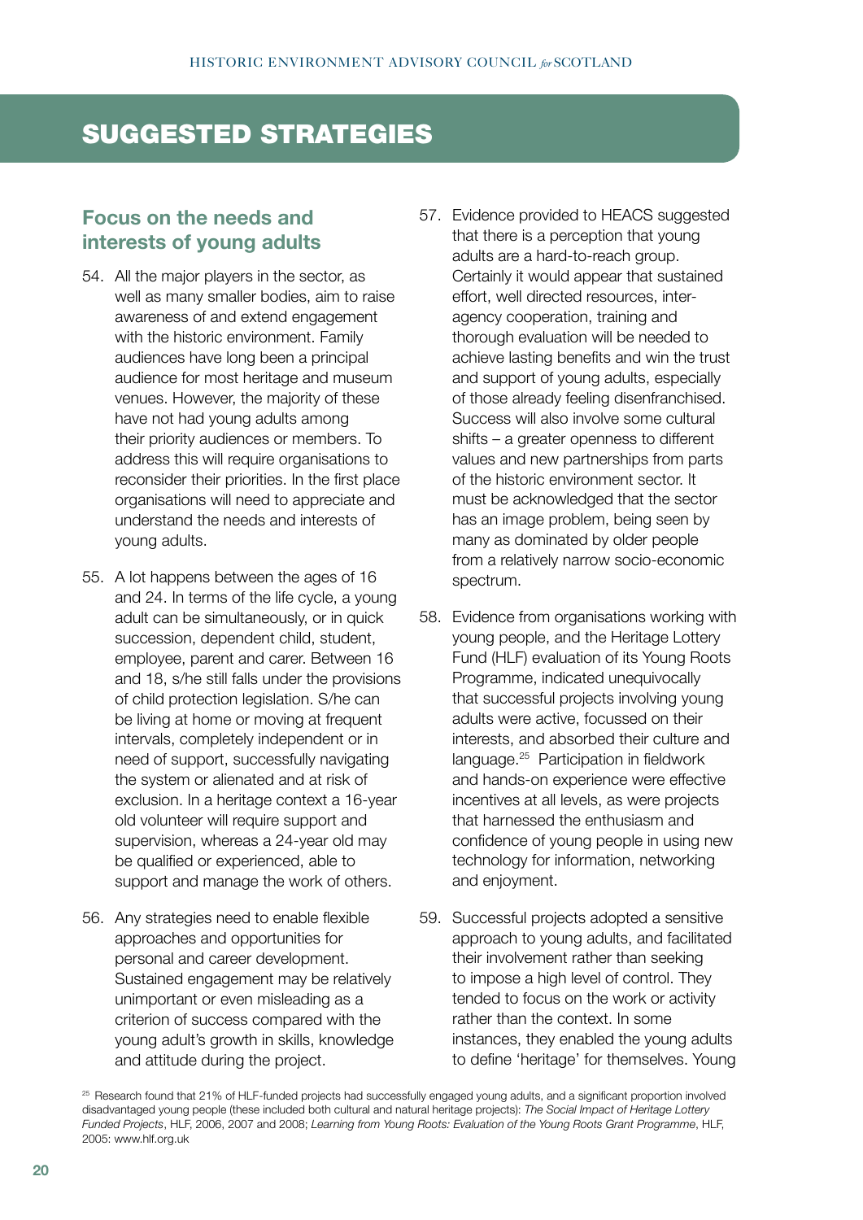# SUGGESTED STRATEGIES

## Focus on the needs and interests of young adults

54. All the major players in the sector, as well as many smaller bodies, aim to raise awareness of and extend engagement with the historic environment. Family audiences have long been a principal audience for most heritage and museum venues. However, the majority of these have not had young adults among their priority audiences or members. To address this will require organisations to reconsider their priorities. In the first place organisations will need to appreciate and understand the needs and interests of young adults.

55. A lot happens between the ages of 16 and 24. In terms of the life cycle, a young adult can be simultaneously, or in quick succession, dependent child, student, employee, parent and carer. Between 16 and 18, s/he still falls under the provisions of child protection legislation. S/he can be living at home or moving at frequent intervals, completely independent or in need of support, successfully navigating the system or alienated and at risk of exclusion. In a heritage context a 16-year old volunteer will require support and supervision, whereas a 24-year old may be qualified or experienced, able to support and manage the work of others.

56. Any strategies need to enable flexible approaches and opportunities for personal and career development. Sustained engagement may be relatively unimportant or even misleading as a criterion of success compared with the young adult's growth in skills, knowledge and attitude during the project.

57. Evidence provided to HEACS suggested that there is a perception that young adults are a hard-to-reach group. Certainly it would appear that sustained effort, well directed resources, inter-agency cooperation, training and thorough evaluation will be needed to achieve lasting benefits and win the trust and support of young adults, especially of those already feeling disenfranchised. Success will also involve some cultural shifts – a greater openness to different values and new partnerships from parts of the historic environment sector. It must be acknowledged that the sector has an image problem, being seen by many as dominated by older people from a relatively narrow socio-economic spectrum.

58. Evidence from organisations working with young people, and the Heritage Lottery Fund (HLF) evaluation of its Young Roots Programme, indicated unequivocally that successful projects involving young adults were active, focussed on their interests, and absorbed their culture and language.[25] Participation in fieldwork and hands-on experience were effective incentives at all levels, as were projects that harnessed the enthusiasm and confidence of young people in using new technology for information, networking and enjoyment.

59. Successful projects adopted a sensitive approach to young adults, and facilitated their involvement rather than seeking to impose a high level of control. They tended to focus on the work or activity rather than the context. In some instances, they enabled the young adults to define 'heritage' for themselves. Young

[25] Research found that 21% of HLF-funded projects had successfully engaged young adults, and a significant proportion involved disadvantaged young people (these included both cultural and natural heritage projects): *The Social Impact of Heritage Lottery Funded Projects*, HLF, 2006, 2007 and 2008; *Learning from Young Roots: Evaluation of the Young Roots Grant Programme*, HLF, 2005: www.hlf.org.uk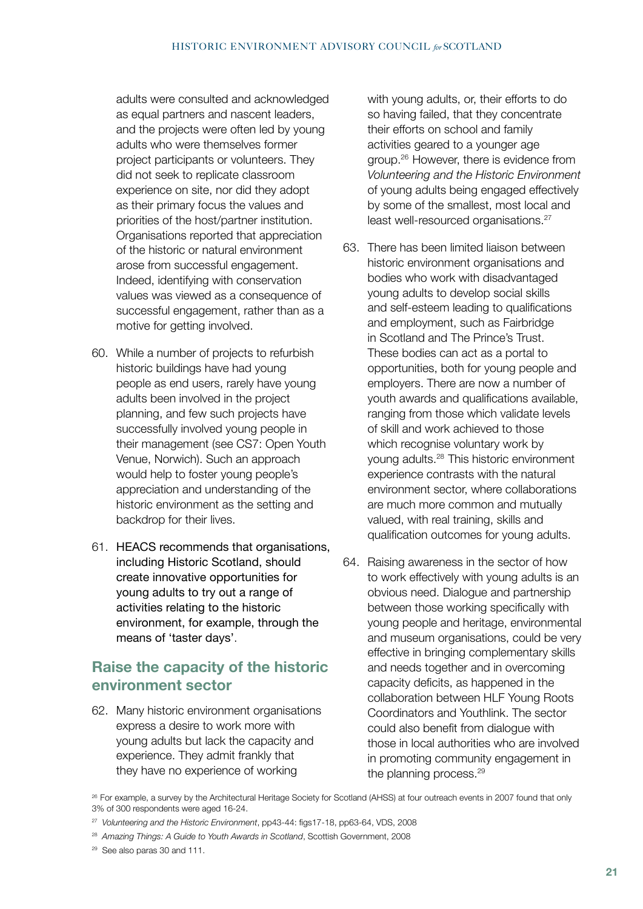adults were consulted and acknowledged as equal partners and nascent leaders, and the projects were often led by young adults who were themselves former project participants or volunteers. They did not seek to replicate classroom experience on site, nor did they adopt as their primary focus the values and priorities of the host/partner institution. Organisations reported that appreciation of the historic or natural environment arose from successful engagement. Indeed, identifying with conservation values was viewed as a consequence of successful engagement, rather than as a motive for getting involved.

60. While a number of projects to refurbish historic buildings have had young people as end users, rarely have young adults been involved in the project planning, and few such projects have successfully involved young people in their management (see CS7: Open Youth Venue, Norwich). Such an approach would help to foster young people's appreciation and understanding of the historic environment as the setting and backdrop for their lives.

61. HEACS recommends that organisations, including Historic Scotland, should create innovative opportunities for young adults to try out a range of activities relating to the historic environment, for example, through the means of 'taster days'.

## Raise the capacity of the historic environment sector

62. Many historic environment organisations express a desire to work more with young adults but lack the capacity and experience. They admit frankly that they have no experience of working with young adults, or, their efforts to do so having failed, that they concentrate their efforts on school and family activities geared to a younger age group.[26] However, there is evidence from *Volunteering and the Historic Environment* of young adults being engaged effectively by some of the smallest, most local and least well-resourced organisations.[27]

63. There has been limited liaison between historic environment organisations and bodies who work with disadvantaged young adults to develop social skills and self-esteem leading to qualifications and employment, such as Fairbridge in Scotland and The Prince's Trust. These bodies can act as a portal to opportunities, both for young people and employers. There are now a number of youth awards and qualifications available, ranging from those which validate levels of skill and work achieved to those which recognise voluntary work by young adults.[28] This historic environment experience contrasts with the natural environment sector, where collaborations are much more common and mutually valued, with real training, skills and qualification outcomes for young adults.

64. Raising awareness in the sector of how to work effectively with young adults is an obvious need. Dialogue and partnership between those working specifically with young people and heritage, environmental and museum organisations, could be very effective in bringing complementary skills and needs together and in overcoming capacity deficits, as happened in the collaboration between HLF Young Roots Coordinators and Youthlink. The sector could also benefit from dialogue with those in local authorities who are involved in promoting community engagement in the planning process.[29]

---

[26] For example, a survey by the Architectural Heritage Society for Scotland (AHSS) at four outreach events in 2007 found that only 3% of 300 respondents were aged 16-24.

[27] *Volunteering and the Historic Environment*, pp43-44: figs17-18, pp63-64, VDS, 2008

[28] *Amazing Things: A Guide to Youth Awards in Scotland*, Scottish Government, 2008

[29] See also paras 30 and 111.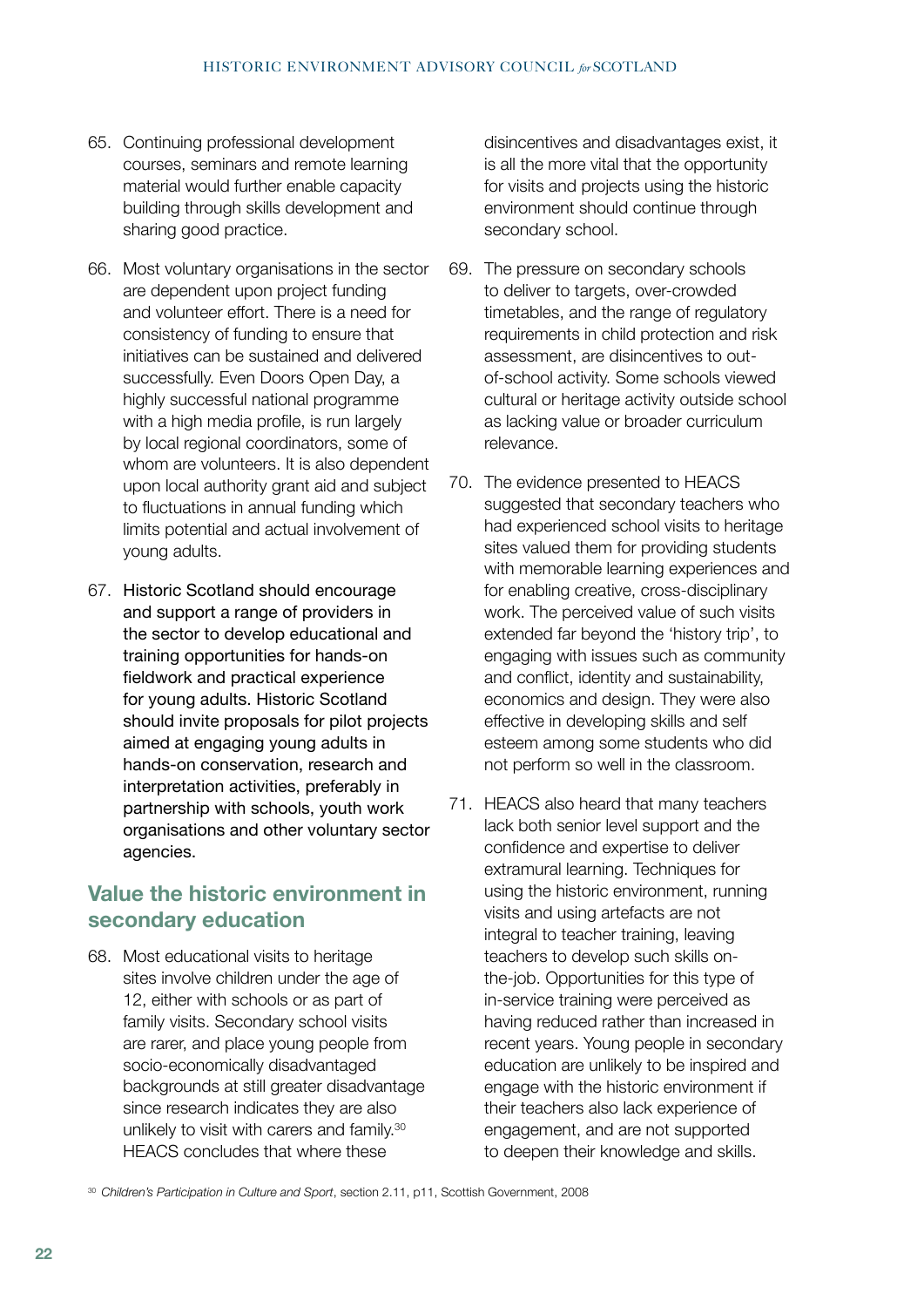65. Continuing professional development courses, seminars and remote learning material would further enable capacity building through skills development and sharing good practice.

66. Most voluntary organisations in the sector are dependent upon project funding and volunteer effort. There is a need for consistency of funding to ensure that initiatives can be sustained and delivered successfully. Even Doors Open Day, a highly successful national programme with a high media profile, is run largely by local regional coordinators, some of whom are volunteers. It is also dependent upon local authority grant aid and subject to fluctuations in annual funding which limits potential and actual involvement of young adults.

67. Historic Scotland should encourage and support a range of providers in the sector to develop educational and training opportunities for hands-on fieldwork and practical experience for young adults. Historic Scotland should invite proposals for pilot projects aimed at engaging young adults in hands-on conservation, research and interpretation activities, preferably in partnership with schools, youth work organisations and other voluntary sector agencies.

## Value the historic environment in secondary education

68. Most educational visits to heritage sites involve children under the age of 12, either with schools or as part of family visits. Secondary school visits are rarer, and place young people from socio-economically disadvantaged backgrounds at still greater disadvantage since research indicates they are also unlikely to visit with carers and family.[30] HEACS concludes that where these disincentives and disadvantages exist, it is all the more vital that the opportunity for visits and projects using the historic environment should continue through secondary school.

69. The pressure on secondary schools to deliver to targets, over-crowded timetables, and the range of regulatory requirements in child protection and risk assessment, are disincentives to out-of-school activity. Some schools viewed cultural or heritage activity outside school as lacking value or broader curriculum relevance.

70. The evidence presented to HEACS suggested that secondary teachers who had experienced school visits to heritage sites valued them for providing students with memorable learning experiences and for enabling creative, cross-disciplinary work. The perceived value of such visits extended far beyond the 'history trip', to engaging with issues such as community and conflict, identity and sustainability, economics and design. They were also effective in developing skills and self esteem among some students who did not perform so well in the classroom.

71. HEACS also heard that many teachers lack both senior level support and the confidence and expertise to deliver extramural learning. Techniques for using the historic environment, running visits and using artefacts are not integral to teacher training, leaving teachers to develop such skills on-the-job. Opportunities for this type of in-service training were perceived as having reduced rather than increased in recent years. Young people in secondary education are unlikely to be inspired and engage with the historic environment if their teachers also lack experience of engagement, and are not supported to deepen their knowledge and skills.

[30] *Children's Participation in Culture and Sport*, section 2.11, p11, Scottish Government, 2008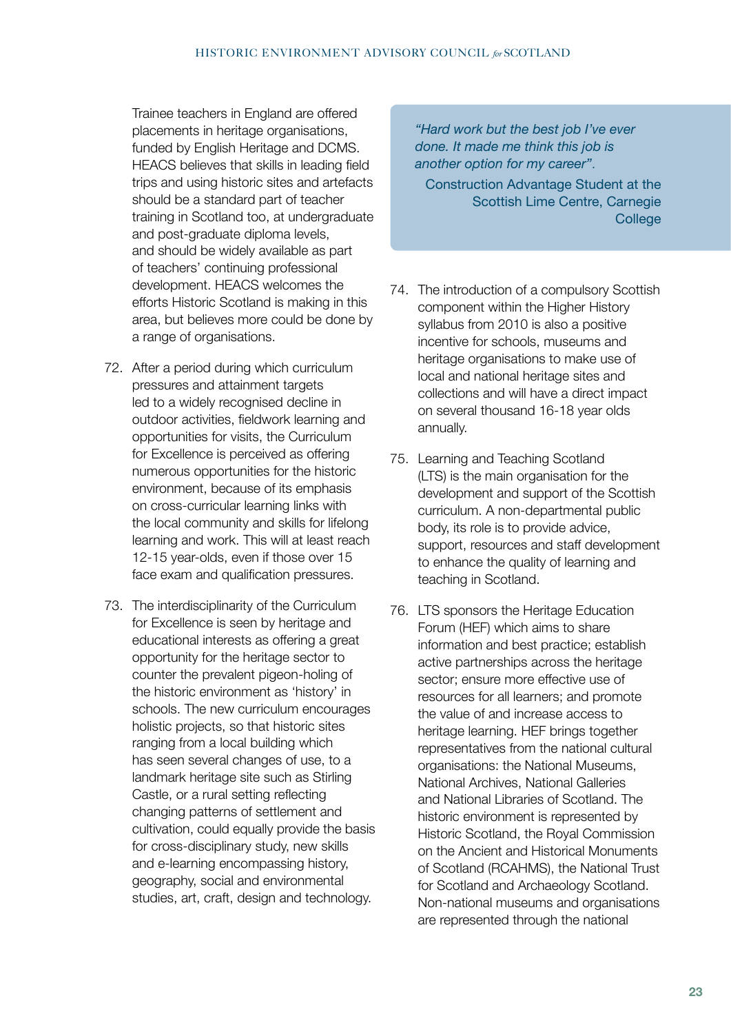Trainee teachers in England are offered placements in heritage organisations, funded by English Heritage and DCMS. HEACS believes that skills in leading field trips and using historic sites and artefacts should be a standard part of teacher training in Scotland too, at undergraduate and post-graduate diploma levels, and should be widely available as part of teachers' continuing professional development. HEACS welcomes the efforts Historic Scotland is making in this area, but believes more could be done by a range of organisations.

72. After a period during which curriculum pressures and attainment targets led to a widely recognised decline in outdoor activities, fieldwork learning and opportunities for visits, the Curriculum for Excellence is perceived as offering numerous opportunities for the historic environment, because of its emphasis on cross-curricular learning links with the local community and skills for lifelong learning and work. This will at least reach 12-15 year-olds, even if those over 15 face exam and qualification pressures.

73. The interdisciplinarity of the Curriculum for Excellence is seen by heritage and educational interests as offering a great opportunity for the heritage sector to counter the prevalent pigeon-holing of the historic environment as 'history' in schools. The new curriculum encourages holistic projects, so that historic sites ranging from a local building which has seen several changes of use, to a landmark heritage site such as Stirling Castle, or a rural setting reflecting changing patterns of settlement and cultivation, could equally provide the basis for cross-disciplinary study, new skills and e-learning encompassing history, geography, social and environmental studies, art, craft, design and technology.

> *"Hard work but the best job I've ever done. It made me think this job is another option for my career"*.
>
> Construction Advantage Student at the Scottish Lime Centre, Carnegie College

74. The introduction of a compulsory Scottish component within the Higher History syllabus from 2010 is also a positive incentive for schools, museums and heritage organisations to make use of local and national heritage sites and collections and will have a direct impact on several thousand 16-18 year olds annually.

75. Learning and Teaching Scotland (LTS) is the main organisation for the development and support of the Scottish curriculum. A non-departmental public body, its role is to provide advice, support, resources and staff development to enhance the quality of learning and teaching in Scotland.

76. LTS sponsors the Heritage Education Forum (HEF) which aims to share information and best practice; establish active partnerships across the heritage sector; ensure more effective use of resources for all learners; and promote the value of and increase access to heritage learning. HEF brings together representatives from the national cultural organisations: the National Museums, National Archives, National Galleries and National Libraries of Scotland. The historic environment is represented by Historic Scotland, the Royal Commission on the Ancient and Historical Monuments of Scotland (RCAHMS), the National Trust for Scotland and Archaeology Scotland. Non-national museums and organisations are represented through the national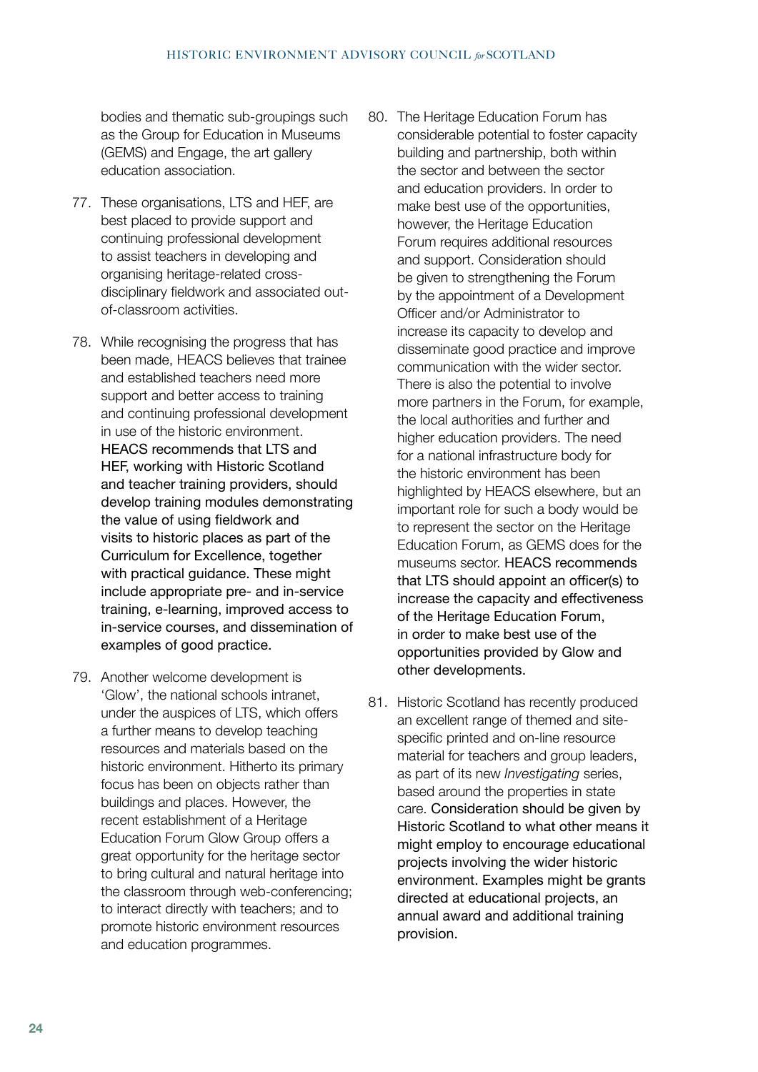bodies and thematic sub-groupings such as the Group for Education in Museums (GEMS) and Engage, the art gallery education association.

77. These organisations, LTS and HEF, are best placed to provide support and continuing professional development to assist teachers in developing and organising heritage-related cross-disciplinary fieldwork and associated out-of-classroom activities.

78. While recognising the progress that has been made, HEACS believes that trainee and established teachers need more support and better access to training and continuing professional development in use of the historic environment. HEACS recommends that LTS and HEF, working with Historic Scotland and teacher training providers, should develop training modules demonstrating the value of using fieldwork and visits to historic places as part of the Curriculum for Excellence, together with practical guidance. These might include appropriate pre- and in-service training, e-learning, improved access to in-service courses, and dissemination of examples of good practice.

79. Another welcome development is 'Glow', the national schools intranet, under the auspices of LTS, which offers a further means to develop teaching resources and materials based on the historic environment. Hitherto its primary focus has been on objects rather than buildings and places. However, the recent establishment of a Heritage Education Forum Glow Group offers a great opportunity for the heritage sector to bring cultural and natural heritage into the classroom through web-conferencing; to interact directly with teachers; and to promote historic environment resources and education programmes.

80. The Heritage Education Forum has considerable potential to foster capacity building and partnership, both within the sector and between the sector and education providers. In order to make best use of the opportunities, however, the Heritage Education Forum requires additional resources and support. Consideration should be given to strengthening the Forum by the appointment of a Development Officer and/or Administrator to increase its capacity to develop and disseminate good practice and improve communication with the wider sector. There is also the potential to involve more partners in the Forum, for example, the local authorities and further and higher education providers. The need for a national infrastructure body for the historic environment has been highlighted by HEACS elsewhere, but an important role for such a body would be to represent the sector on the Heritage Education Forum, as GEMS does for the museums sector. HEACS recommends that LTS should appoint an officer(s) to increase the capacity and effectiveness of the Heritage Education Forum, in order to make best use of the opportunities provided by Glow and other developments.

81. Historic Scotland has recently produced an excellent range of themed and site-specific printed and on-line resource material for teachers and group leaders, as part of its new *Investigating* series, based around the properties in state care. Consideration should be given by Historic Scotland to what other means it might employ to encourage educational projects involving the wider historic environment. Examples might be grants directed at educational projects, an annual award and additional training provision.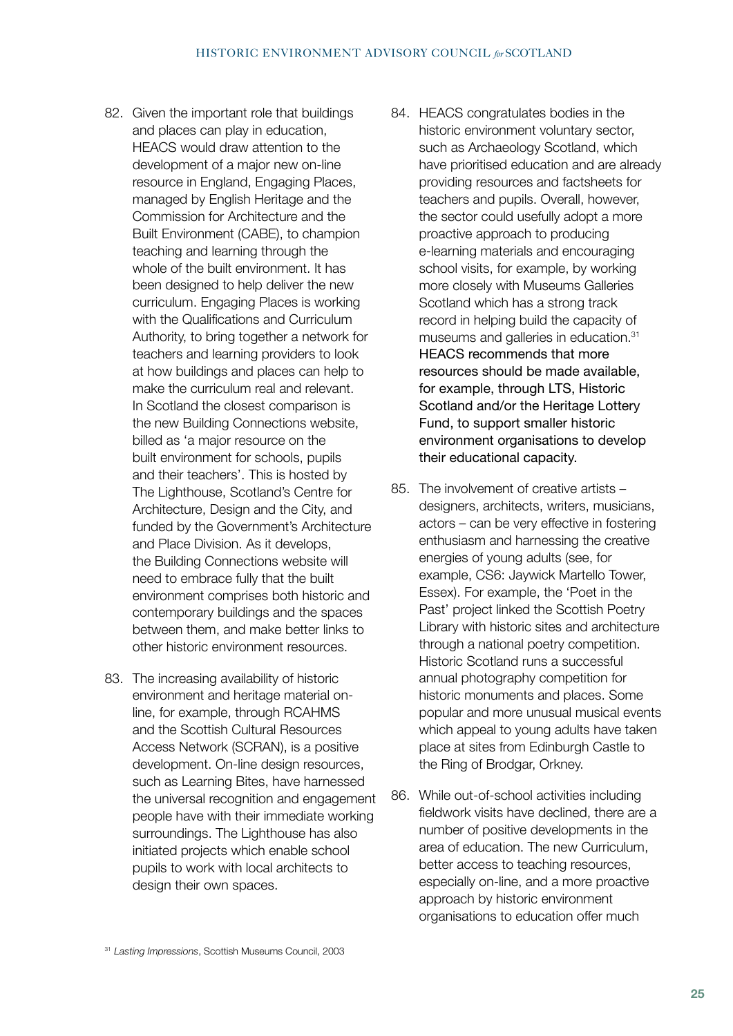82. Given the important role that buildings and places can play in education, HEACS would draw attention to the development of a major new on-line resource in England, Engaging Places, managed by English Heritage and the Commission for Architecture and the Built Environment (CABE), to champion teaching and learning through the whole of the built environment. It has been designed to help deliver the new curriculum. Engaging Places is working with the Qualifications and Curriculum Authority, to bring together a network for teachers and learning providers to look at how buildings and places can help to make the curriculum real and relevant. In Scotland the closest comparison is the new Building Connections website, billed as 'a major resource on the built environment for schools, pupils and their teachers'. This is hosted by The Lighthouse, Scotland's Centre for Architecture, Design and the City, and funded by the Government's Architecture and Place Division. As it develops, the Building Connections website will need to embrace fully that the built environment comprises both historic and contemporary buildings and the spaces between them, and make better links to other historic environment resources.

83. The increasing availability of historic environment and heritage material on-line, for example, through RCAHMS and the Scottish Cultural Resources Access Network (SCRAN), is a positive development. On-line design resources, such as Learning Bites, have harnessed the universal recognition and engagement people have with their immediate working surroundings. The Lighthouse has also initiated projects which enable school pupils to work with local architects to design their own spaces.

84. HEACS congratulates bodies in the historic environment voluntary sector, such as Archaeology Scotland, which have prioritised education and are already providing resources and factsheets for teachers and pupils. Overall, however, the sector could usefully adopt a more proactive approach to producing e-learning materials and encouraging school visits, for example, by working more closely with Museums Galleries Scotland which has a strong track record in helping build the capacity of museums and galleries in education.[31] **HEACS recommends that more resources should be made available, for example, through LTS, Historic Scotland and/or the Heritage Lottery Fund, to support smaller historic environment organisations to develop their educational capacity.**

85. The involvement of creative artists – designers, architects, writers, musicians, actors – can be very effective in fostering enthusiasm and harnessing the creative energies of young adults (see, for example, CS6: Jaywick Martello Tower, Essex). For example, the 'Poet in the Past' project linked the Scottish Poetry Library with historic sites and architecture through a national poetry competition. Historic Scotland runs a successful annual photography competition for historic monuments and places. Some popular and more unusual musical events which appeal to young adults have taken place at sites from Edinburgh Castle to the Ring of Brodgar, Orkney.

86. While out-of-school activities including fieldwork visits have declined, there are a number of positive developments in the area of education. The new Curriculum, better access to teaching resources, especially on-line, and a more proactive approach by historic environment organisations to education offer much

[31] *Lasting Impressions*, Scottish Museums Council, 2003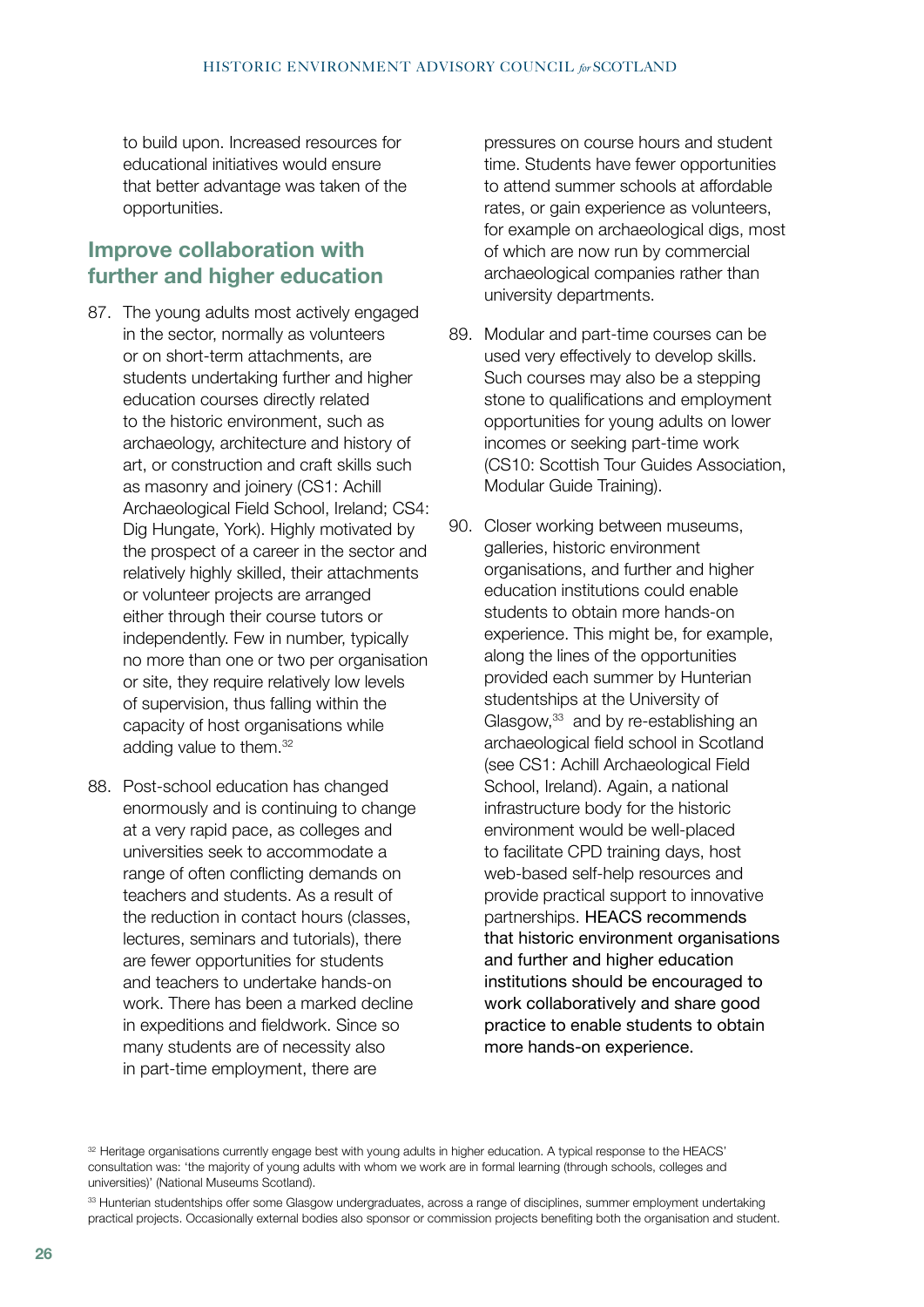to build upon. Increased resources for educational initiatives would ensure that better advantage was taken of the opportunities.

## Improve collaboration with further and higher education

87. The young adults most actively engaged in the sector, normally as volunteers or on short-term attachments, are students undertaking further and higher education courses directly related to the historic environment, such as archaeology, architecture and history of art, or construction and craft skills such as masonry and joinery (CS1: Achill Archaeological Field School, Ireland; CS4: Dig Hungate, York). Highly motivated by the prospect of a career in the sector and relatively highly skilled, their attachments or volunteer projects are arranged either through their course tutors or independently. Few in number, typically no more than one or two per organisation or site, they require relatively low levels of supervision, thus falling within the capacity of host organisations while adding value to them.[32]

88. Post-school education has changed enormously and is continuing to change at a very rapid pace, as colleges and universities seek to accommodate a range of often conflicting demands on teachers and students. As a result of the reduction in contact hours (classes, lectures, seminars and tutorials), there are fewer opportunities for students and teachers to undertake hands-on work. There has been a marked decline in expeditions and fieldwork. Since so many students are of necessity also in part-time employment, there are pressures on course hours and student time. Students have fewer opportunities to attend summer schools at affordable rates, or gain experience as volunteers, for example on archaeological digs, most of which are now run by commercial archaeological companies rather than university departments.

89. Modular and part-time courses can be used very effectively to develop skills. Such courses may also be a stepping stone to qualifications and employment opportunities for young adults on lower incomes or seeking part-time work (CS10: Scottish Tour Guides Association, Modular Guide Training).

90. Closer working between museums, galleries, historic environment organisations, and further and higher education institutions could enable students to obtain more hands-on experience. This might be, for example, along the lines of the opportunities provided each summer by Hunterian studentships at the University of Glasgow,[33] and by re-establishing an archaeological field school in Scotland (see CS1: Achill Archaeological Field School, Ireland). Again, a national infrastructure body for the historic environment would be well-placed to facilitate CPD training days, host web-based self-help resources and provide practical support to innovative partnerships. HEACS recommends that historic environment organisations and further and higher education institutions should be encouraged to work collaboratively and share good practice to enable students to obtain more hands-on experience.

[32] Heritage organisations currently engage best with young adults in higher education. A typical response to the HEACS' consultation was: 'the majority of young adults with whom we work are in formal learning (through schools, colleges and universities)' (National Museums Scotland).

[33] Hunterian studentships offer some Glasgow undergraduates, across a range of disciplines, summer employment undertaking practical projects. Occasionally external bodies also sponsor or commission projects benefiting both the organisation and student.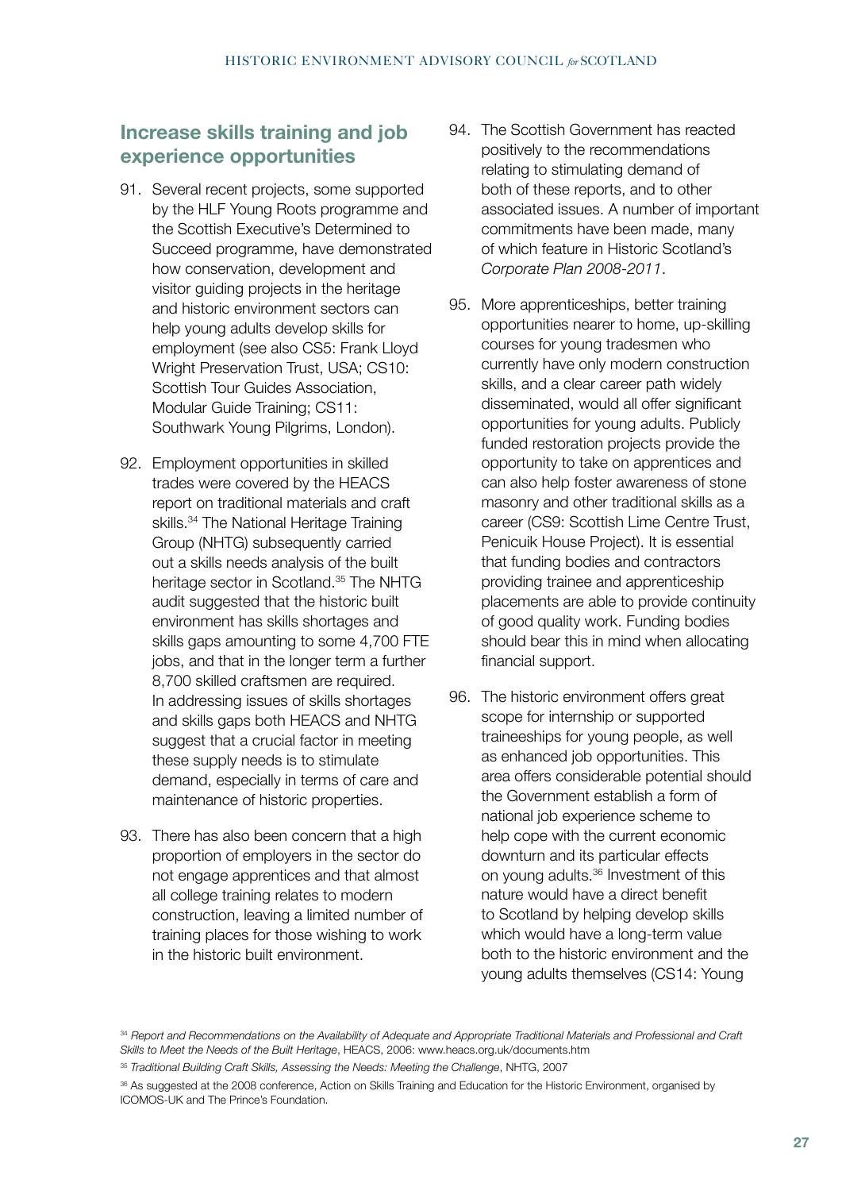## Increase skills training and job experience opportunities

91. Several recent projects, some supported by the HLF Young Roots programme and the Scottish Executive's Determined to Succeed programme, have demonstrated how conservation, development and visitor guiding projects in the heritage and historic environment sectors can help young adults develop skills for employment (see also CS5: Frank Lloyd Wright Preservation Trust, USA; CS10: Scottish Tour Guides Association, Modular Guide Training; CS11: Southwark Young Pilgrims, London).

92. Employment opportunities in skilled trades were covered by the HEACS report on traditional materials and craft skills.[34] The National Heritage Training Group (NHTG) subsequently carried out a skills needs analysis of the built heritage sector in Scotland.[35] The NHTG audit suggested that the historic built environment has skills shortages and skills gaps amounting to some 4,700 FTE jobs, and that in the longer term a further 8,700 skilled craftsmen are required. In addressing issues of skills shortages and skills gaps both HEACS and NHTG suggest that a crucial factor in meeting these supply needs is to stimulate demand, especially in terms of care and maintenance of historic properties.

93. There has also been concern that a high proportion of employers in the sector do not engage apprentices and that almost all college training relates to modern construction, leaving a limited number of training places for those wishing to work in the historic built environment.

94. The Scottish Government has reacted positively to the recommendations relating to stimulating demand of both of these reports, and to other associated issues. A number of important commitments have been made, many of which feature in Historic Scotland's *Corporate Plan 2008-2011*.

95. More apprenticeships, better training opportunities nearer to home, up-skilling courses for young tradesmen who currently have only modern construction skills, and a clear career path widely disseminated, would all offer significant opportunities for young adults. Publicly funded restoration projects provide the opportunity to take on apprentices and can also help foster awareness of stone masonry and other traditional skills as a career (CS9: Scottish Lime Centre Trust, Penicuik House Project). It is essential that funding bodies and contractors providing trainee and apprenticeship placements are able to provide continuity of good quality work. Funding bodies should bear this in mind when allocating financial support.

96. The historic environment offers great scope for internship or supported traineeships for young people, as well as enhanced job opportunities. This area offers considerable potential should the Government establish a form of national job experience scheme to help cope with the current economic downturn and its particular effects on young adults.[36] Investment of this nature would have a direct benefit to Scotland by helping develop skills which would have a long-term value both to the historic environment and the young adults themselves (CS14: Young

[34] *Report and Recommendations on the Availability of Adequate and Appropriate Traditional Materials and Professional and Craft Skills to Meet the Needs of the Built Heritage*, HEACS, 2006: www.heacs.org.uk/documents.htm

[35] *Traditional Building Craft Skills, Assessing the Needs: Meeting the Challenge*, NHTG, 2007

[36] As suggested at the 2008 conference, Action on Skills Training and Education for the Historic Environment, organised by ICOMOS-UK and The Prince's Foundation.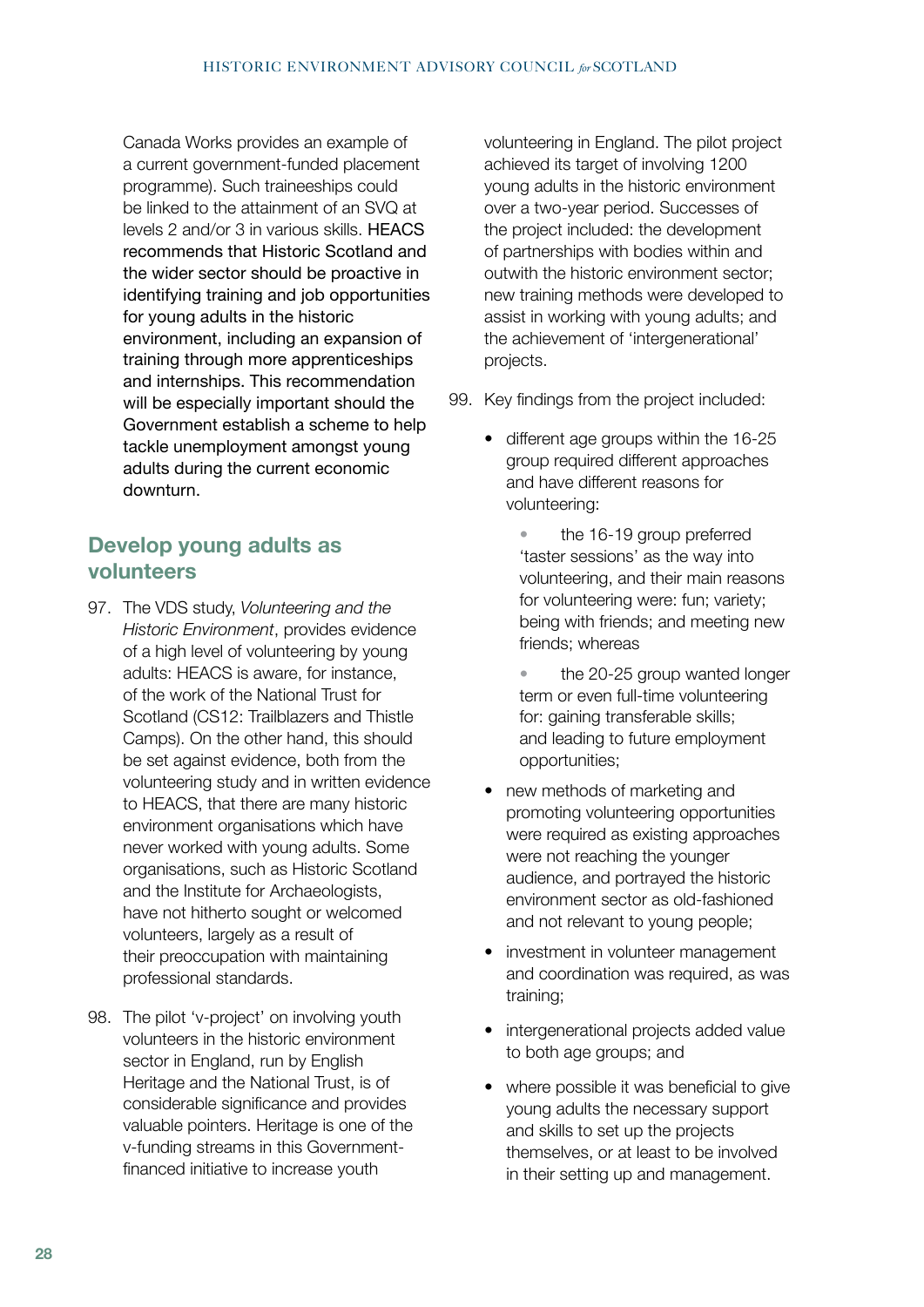Canada Works provides an example of a current government-funded placement programme). Such traineeships could be linked to the attainment of an SVQ at levels 2 and/or 3 in various skills. **HEACS recommends that Historic Scotland and the wider sector should be proactive in identifying training and job opportunities for young adults in the historic environment, including an expansion of training through more apprenticeships and internships. This recommendation will be especially important should the Government establish a scheme to help tackle unemployment amongst young adults during the current economic downturn.**

## Develop young adults as volunteers

97. The VDS study, *Volunteering and the Historic Environment*, provides evidence of a high level of volunteering by young adults: HEACS is aware, for instance, of the work of the National Trust for Scotland (CS12: Trailblazers and Thistle Camps). On the other hand, this should be set against evidence, both from the volunteering study and in written evidence to HEACS, that there are many historic environment organisations which have never worked with young adults. Some organisations, such as Historic Scotland and the Institute for Archaeologists, have not hitherto sought or welcomed volunteers, largely as a result of their preoccupation with maintaining professional standards.

98. The pilot 'v-project' on involving youth volunteers in the historic environment sector in England, run by English Heritage and the National Trust, is of considerable significance and provides valuable pointers. Heritage is one of the v-funding streams in this Government-financed initiative to increase youth volunteering in England. The pilot project achieved its target of involving 1200 young adults in the historic environment over a two-year period. Successes of the project included: the development of partnerships with bodies within and outwith the historic environment sector; new training methods were developed to assist in working with young adults; and the achievement of 'intergenerational' projects.

99. Key findings from the project included:

- different age groups within the 16-25 group required different approaches and have different reasons for volunteering:
  - the 16-19 group preferred 'taster sessions' as the way into volunteering, and their main reasons for volunteering were: fun; variety; being with friends; and meeting new friends; whereas
  - the 20-25 group wanted longer term or even full-time volunteering for: gaining transferable skills; and leading to future employment opportunities;
- new methods of marketing and promoting volunteering opportunities were required as existing approaches were not reaching the younger audience, and portrayed the historic environment sector as old-fashioned and not relevant to young people;
- investment in volunteer management and coordination was required, as was training;
- intergenerational projects added value to both age groups; and
- where possible it was beneficial to give young adults the necessary support and skills to set up the projects themselves, or at least to be involved in their setting up and management.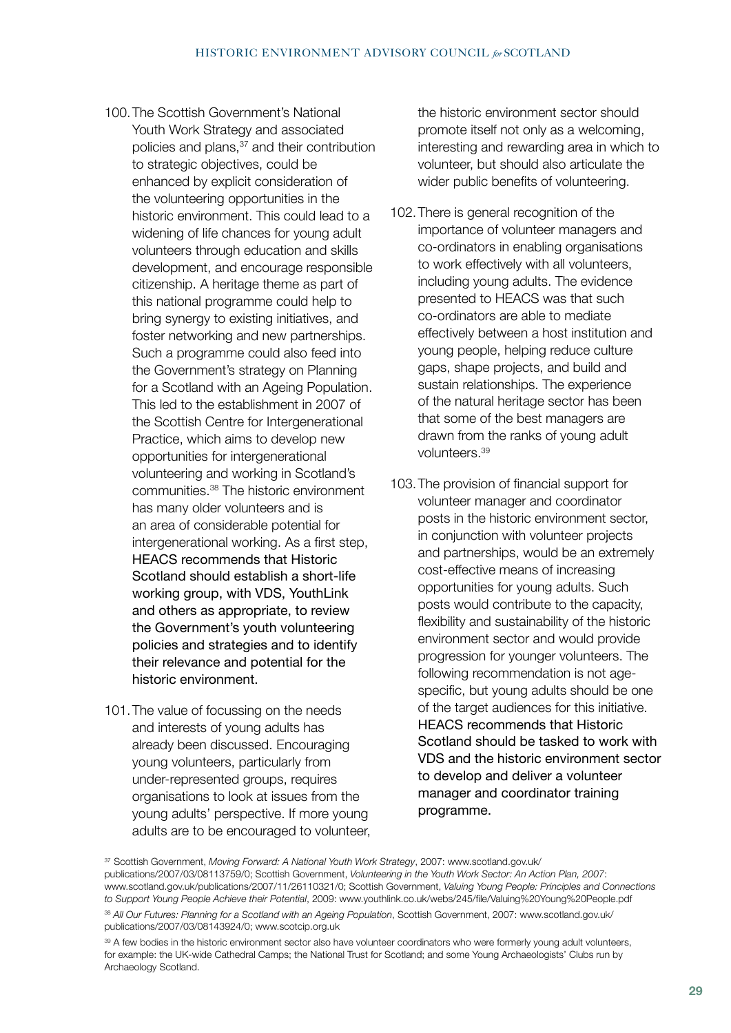100. The Scottish Government's National Youth Work Strategy and associated policies and plans,[37] and their contribution to strategic objectives, could be enhanced by explicit consideration of the volunteering opportunities in the historic environment. This could lead to a widening of life chances for young adult volunteers through education and skills development, and encourage responsible citizenship. A heritage theme as part of this national programme could help to bring synergy to existing initiatives, and foster networking and new partnerships. Such a programme could also feed into the Government's strategy on Planning for a Scotland with an Ageing Population. This led to the establishment in 2007 of the Scottish Centre for Intergenerational Practice, which aims to develop new opportunities for intergenerational volunteering and working in Scotland's communities.[38] The historic environment has many older volunteers and is an area of considerable potential for intergenerational working. As a first step, HEACS recommends that Historic Scotland should establish a short-life working group, with VDS, YouthLink and others as appropriate, to review the Government's youth volunteering policies and strategies and to identify their relevance and potential for the historic environment.

101. The value of focussing on the needs and interests of young adults has already been discussed. Encouraging young volunteers, particularly from under-represented groups, requires organisations to look at issues from the young adults' perspective. If more young adults are to be encouraged to volunteer, the historic environment sector should promote itself not only as a welcoming, interesting and rewarding area in which to volunteer, but should also articulate the wider public benefits of volunteering.

102. There is general recognition of the importance of volunteer managers and co-ordinators in enabling organisations to work effectively with all volunteers, including young adults. The evidence presented to HEACS was that such co-ordinators are able to mediate effectively between a host institution and young people, helping reduce culture gaps, shape projects, and build and sustain relationships. The experience of the natural heritage sector has been that some of the best managers are drawn from the ranks of young adult volunteers.[39]

103. The provision of financial support for volunteer manager and coordinator posts in the historic environment sector, in conjunction with volunteer projects and partnerships, would be an extremely cost-effective means of increasing opportunities for young adults. Such posts would contribute to the capacity, flexibility and sustainability of the historic environment sector and would provide progression for younger volunteers. The following recommendation is not age-specific, but young adults should be one of the target audiences for this initiative. HEACS recommends that Historic Scotland should be tasked to work with VDS and the historic environment sector to develop and deliver a volunteer manager and coordinator training programme.

---

[37] Scottish Government, *Moving Forward: A National Youth Work Strategy*, 2007: www.scotland.gov.uk/publications/2007/03/08113759/0; Scottish Government, *Volunteering in the Youth Work Sector: An Action Plan, 2007*: www.scotland.gov.uk/publications/2007/11/26110321/0; Scottish Government, *Valuing Young People: Principles and Connections to Support Young People Achieve their Potential*, 2009: www.youthlink.co.uk/webs/245/file/Valuing%20Young%20People.pdf

[38] *All Our Futures: Planning for a Scotland with an Ageing Population*, Scottish Government, 2007: www.scotland.gov.uk/publications/2007/03/08143924/0; www.scotcip.org.uk

[39] A few bodies in the historic environment sector also have volunteer coordinators who were formerly young adult volunteers, for example: the UK-wide Cathedral Camps; the National Trust for Scotland; and some Young Archaeologists' Clubs run by Archaeology Scotland.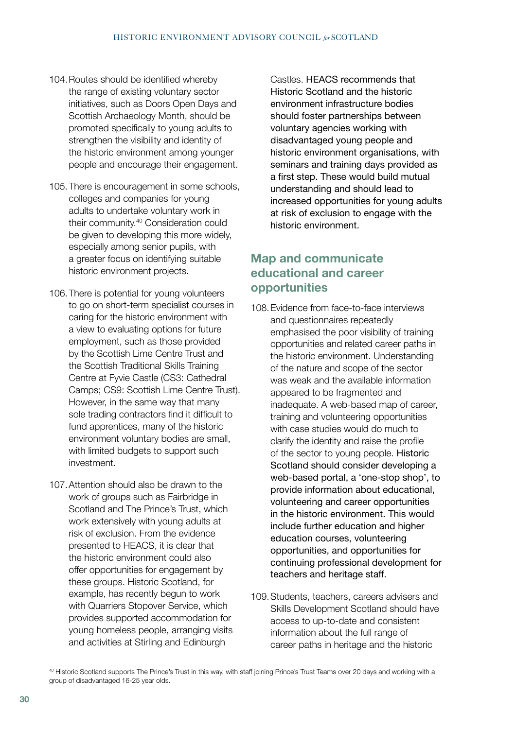104. Routes should be identified whereby the range of existing voluntary sector initiatives, such as Doors Open Days and Scottish Archaeology Month, should be promoted specifically to young adults to strengthen the visibility and identity of the historic environment among younger people and encourage their engagement.

105. There is encouragement in some schools, colleges and companies for young adults to undertake voluntary work in their community.[40] Consideration could be given to developing this more widely, especially among senior pupils, with a greater focus on identifying suitable historic environment projects.

106. There is potential for young volunteers to go on short-term specialist courses in caring for the historic environment with a view to evaluating options for future employment, such as those provided by the Scottish Lime Centre Trust and the Scottish Traditional Skills Training Centre at Fyvie Castle (CS3: Cathedral Camps; CS9: Scottish Lime Centre Trust). However, in the same way that many sole trading contractors find it difficult to fund apprentices, many of the historic environment voluntary bodies are small, with limited budgets to support such investment.

107. Attention should also be drawn to the work of groups such as Fairbridge in Scotland and The Prince's Trust, which work extensively with young adults at risk of exclusion. From the evidence presented to HEACS, it is clear that the historic environment could also offer opportunities for engagement by these groups. Historic Scotland, for example, has recently begun to work with Quarriers Stopover Service, which provides supported accommodation for young homeless people, arranging visits and activities at Stirling and Edinburgh Castles. HEACS recommends that Historic Scotland and the historic environment infrastructure bodies should foster partnerships between voluntary agencies working with disadvantaged young people and historic environment organisations, with seminars and training days provided as a first step. These would build mutual understanding and should lead to increased opportunities for young adults at risk of exclusion to engage with the historic environment.

## Map and communicate educational and career opportunities

108. Evidence from face-to-face interviews and questionnaires repeatedly emphasised the poor visibility of training opportunities and related career paths in the historic environment. Understanding of the nature and scope of the sector was weak and the available information appeared to be fragmented and inadequate. A web-based map of career, training and volunteering opportunities with case studies would do much to clarify the identity and raise the profile of the sector to young people. Historic Scotland should consider developing a web-based portal, a 'one-stop shop', to provide information about educational, volunteering and career opportunities in the historic environment. This would include further education and higher education courses, volunteering opportunities, and opportunities for continuing professional development for teachers and heritage staff.

109. Students, teachers, careers advisers and Skills Development Scotland should have access to up-to-date and consistent information about the full range of career paths in heritage and the historic

[40] Historic Scotland supports The Prince's Trust in this way, with staff joining Prince's Trust Teams over 20 days and working with a group of disadvantaged 16-25 year olds.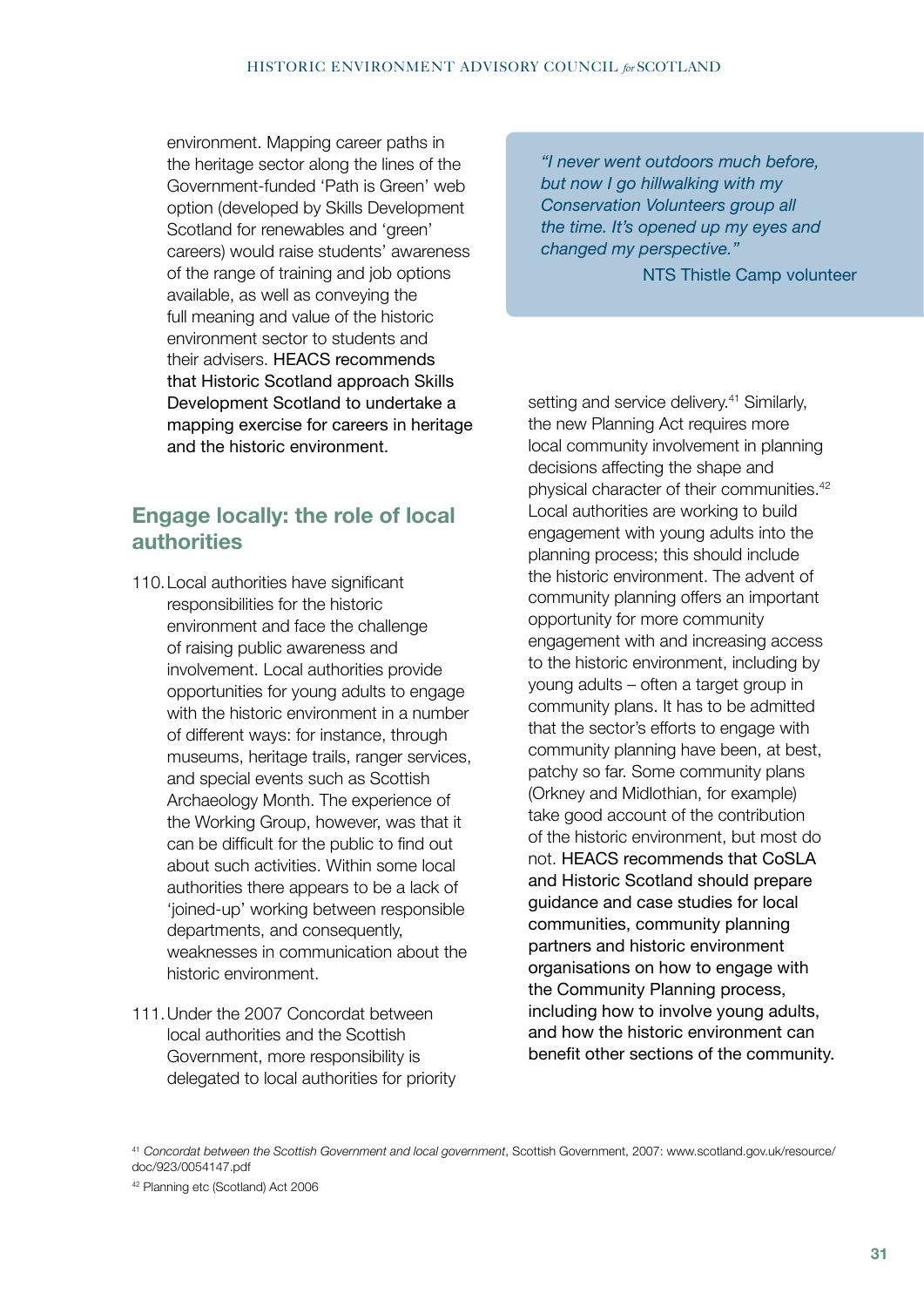environment. Mapping career paths in the heritage sector along the lines of the Government-funded 'Path is Green' web option (developed by Skills Development Scotland for renewables and 'green' careers) would raise students' awareness of the range of training and job options available, as well as conveying the full meaning and value of the historic environment sector to students and their advisers. HEACS recommends that Historic Scotland approach Skills Development Scotland to undertake a mapping exercise for careers in heritage and the historic environment.

> *"I never went outdoors much before, but now I go hillwalking with my Conservation Volunteers group all the time. It's opened up my eyes and changed my perspective."*
>
> NTS Thistle Camp volunteer

## Engage locally: the role of local authorities

110. Local authorities have significant responsibilities for the historic environment and face the challenge of raising public awareness and involvement. Local authorities provide opportunities for young adults to engage with the historic environment in a number of different ways: for instance, through museums, heritage trails, ranger services, and special events such as Scottish Archaeology Month. The experience of the Working Group, however, was that it can be difficult for the public to find out about such activities. Within some local authorities there appears to be a lack of 'joined-up' working between responsible departments, and consequently, weaknesses in communication about the historic environment.

111. Under the 2007 Concordat between local authorities and the Scottish Government, more responsibility is delegated to local authorities for priority setting and service delivery.[41] Similarly, the new Planning Act requires more local community involvement in planning decisions affecting the shape and physical character of their communities.[42] Local authorities are working to build engagement with young adults into the planning process; this should include the historic environment. The advent of community planning offers an important opportunity for more community engagement with and increasing access to the historic environment, including by young adults – often a target group in community plans. It has to be admitted that the sector's efforts to engage with community planning have been, at best, patchy so far. Some community plans (Orkney and Midlothian, for example) take good account of the contribution of the historic environment, but most do not. HEACS recommends that CoSLA and Historic Scotland should prepare guidance and case studies for local communities, community planning partners and historic environment organisations on how to engage with the Community Planning process, including how to involve young adults, and how the historic environment can benefit other sections of the community.

[41] *Concordat between the Scottish Government and local government*, Scottish Government, 2007: www.scotland.gov.uk/resource/doc/923/0054147.pdf

[42] Planning etc (Scotland) Act 2006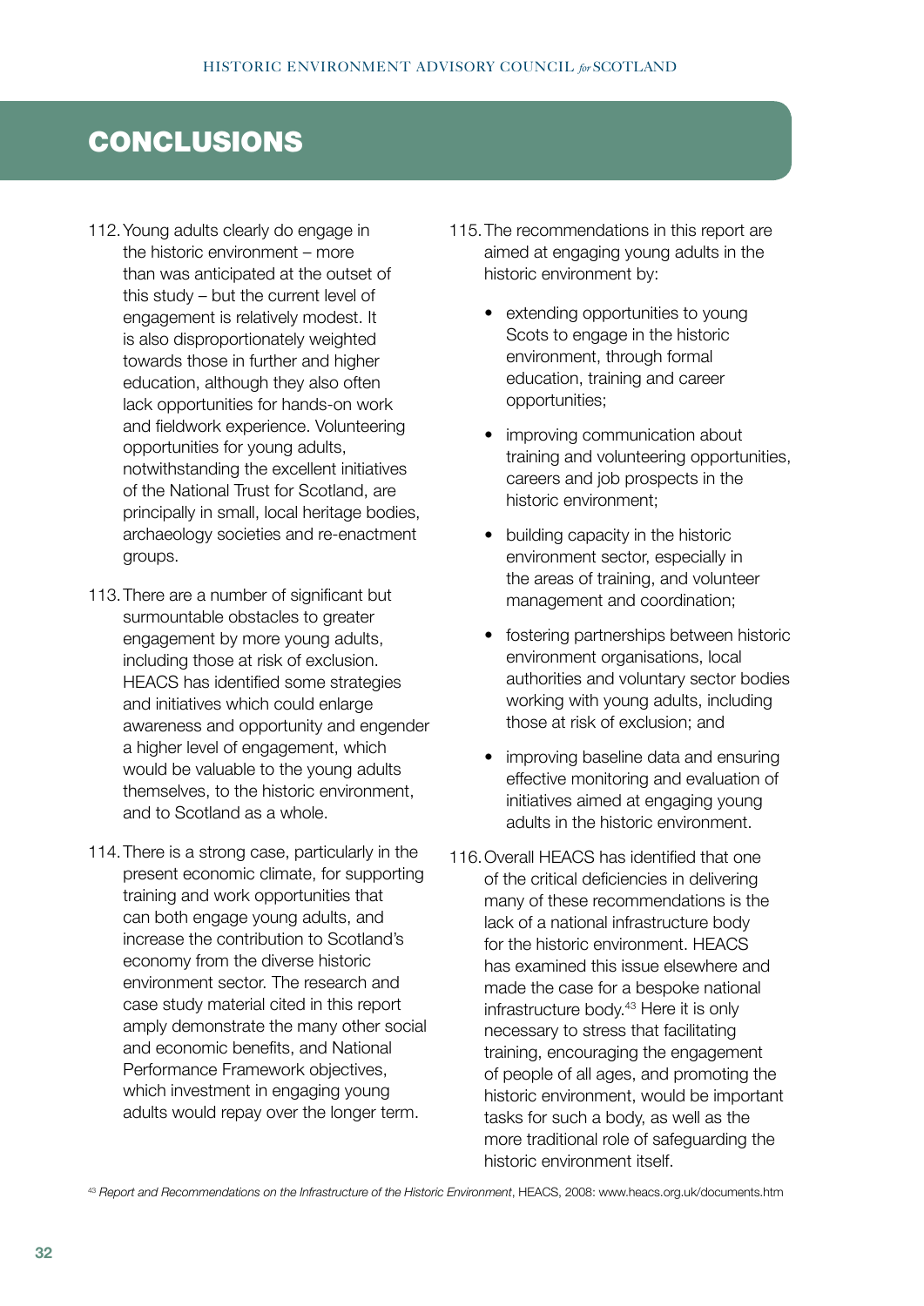# CONCLUSIONS

112. Young adults clearly do engage in the historic environment – more than was anticipated at the outset of this study – but the current level of engagement is relatively modest. It is also disproportionately weighted towards those in further and higher education, although they also often lack opportunities for hands-on work and fieldwork experience. Volunteering opportunities for young adults, notwithstanding the excellent initiatives of the National Trust for Scotland, are principally in small, local heritage bodies, archaeology societies and re-enactment groups.

113. There are a number of significant but surmountable obstacles to greater engagement by more young adults, including those at risk of exclusion. HEACS has identified some strategies and initiatives which could enlarge awareness and opportunity and engender a higher level of engagement, which would be valuable to the young adults themselves, to the historic environment, and to Scotland as a whole.

114. There is a strong case, particularly in the present economic climate, for supporting training and work opportunities that can both engage young adults, and increase the contribution to Scotland's economy from the diverse historic environment sector. The research and case study material cited in this report amply demonstrate the many other social and economic benefits, and National Performance Framework objectives, which investment in engaging young adults would repay over the longer term.

115. The recommendations in this report are aimed at engaging young adults in the historic environment by:

- extending opportunities to young Scots to engage in the historic environment, through formal education, training and career opportunities;
- improving communication about training and volunteering opportunities, careers and job prospects in the historic environment;
- building capacity in the historic environment sector, especially in the areas of training, and volunteer management and coordination;
- fostering partnerships between historic environment organisations, local authorities and voluntary sector bodies working with young adults, including those at risk of exclusion; and
- improving baseline data and ensuring effective monitoring and evaluation of initiatives aimed at engaging young adults in the historic environment.

116. Overall HEACS has identified that one of the critical deficiencies in delivering many of these recommendations is the lack of a national infrastructure body for the historic environment. HEACS has examined this issue elsewhere and made the case for a bespoke national infrastructure body.[43] Here it is only necessary to stress that facilitating training, encouraging the engagement of people of all ages, and promoting the historic environment, would be important tasks for such a body, as well as the more traditional role of safeguarding the historic environment itself.

[43] *Report and Recommendations on the Infrastructure of the Historic Environment*, HEACS, 2008: www.heacs.org.uk/documents.htm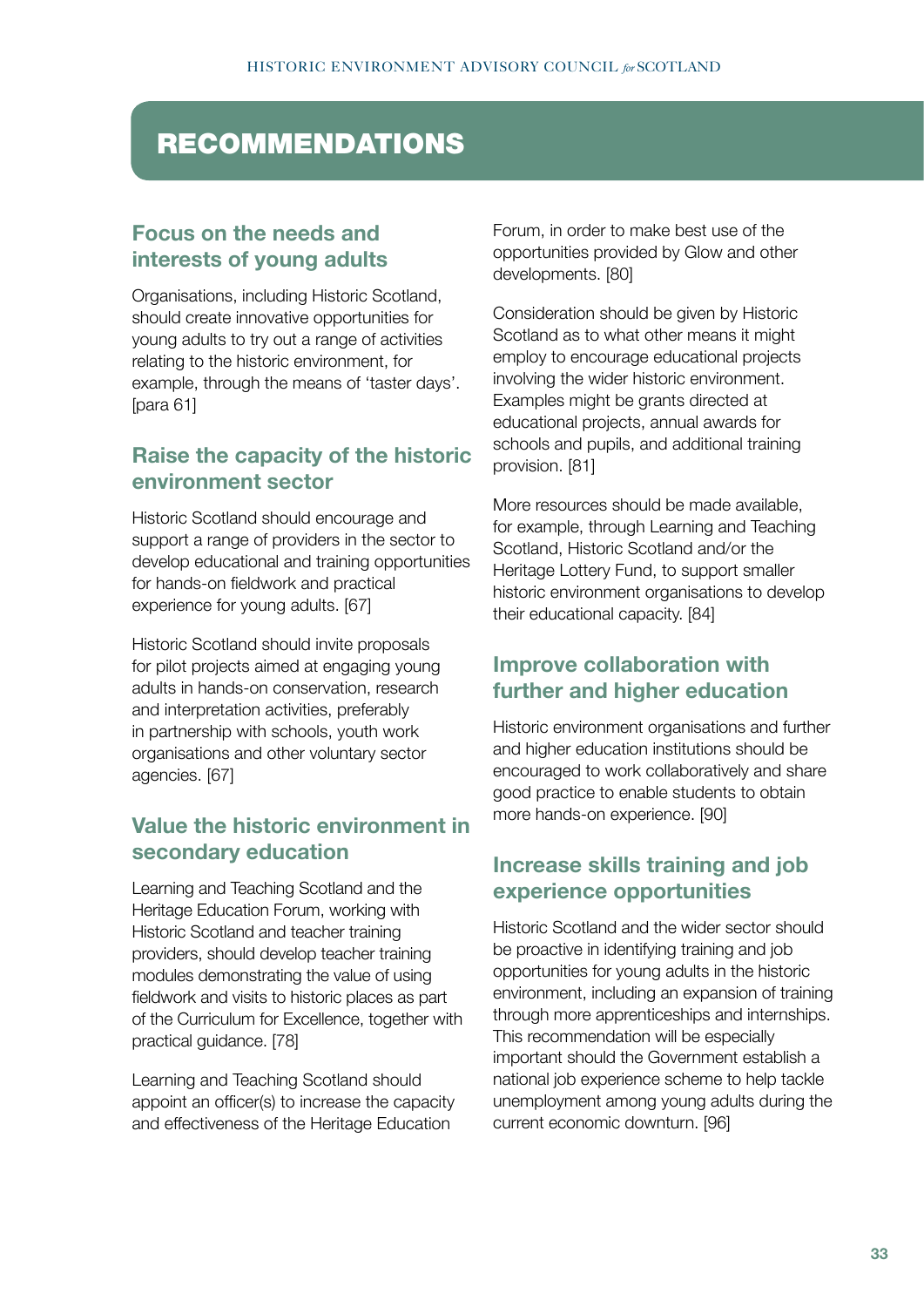# RECOMMENDATIONS

## Focus on the needs and interests of young adults

Organisations, including Historic Scotland, should create innovative opportunities for young adults to try out a range of activities relating to the historic environment, for example, through the means of 'taster days'. [para 61]

## Raise the capacity of the historic environment sector

Historic Scotland should encourage and support a range of providers in the sector to develop educational and training opportunities for hands-on fieldwork and practical experience for young adults. [67]

Historic Scotland should invite proposals for pilot projects aimed at engaging young adults in hands-on conservation, research and interpretation activities, preferably in partnership with schools, youth work organisations and other voluntary sector agencies. [67]

## Value the historic environment in secondary education

Learning and Teaching Scotland and the Heritage Education Forum, working with Historic Scotland and teacher training providers, should develop teacher training modules demonstrating the value of using fieldwork and visits to historic places as part of the Curriculum for Excellence, together with practical guidance. [78]

Learning and Teaching Scotland should appoint an officer(s) to increase the capacity and effectiveness of the Heritage Education Forum, in order to make best use of the opportunities provided by Glow and other developments. [80]

Consideration should be given by Historic Scotland as to what other means it might employ to encourage educational projects involving the wider historic environment. Examples might be grants directed at educational projects, annual awards for schools and pupils, and additional training provision. [81]

More resources should be made available, for example, through Learning and Teaching Scotland, Historic Scotland and/or the Heritage Lottery Fund, to support smaller historic environment organisations to develop their educational capacity. [84]

## Improve collaboration with further and higher education

Historic environment organisations and further and higher education institutions should be encouraged to work collaboratively and share good practice to enable students to obtain more hands-on experience. [90]

## Increase skills training and job experience opportunities

Historic Scotland and the wider sector should be proactive in identifying training and job opportunities for young adults in the historic environment, including an expansion of training through more apprenticeships and internships. This recommendation will be especially important should the Government establish a national job experience scheme to help tackle unemployment among young adults during the current economic downturn. [96]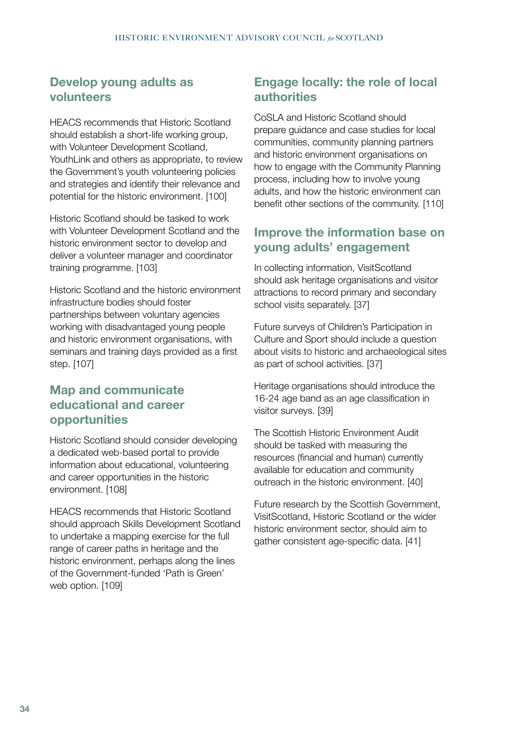## Develop young adults as volunteers

HEACS recommends that Historic Scotland should establish a short-life working group, with Volunteer Development Scotland, YouthLink and others as appropriate, to review the Government's youth volunteering policies and strategies and identify their relevance and potential for the historic environment. [100]

Historic Scotland should be tasked to work with Volunteer Development Scotland and the historic environment sector to develop and deliver a volunteer manager and coordinator training programme. [103]

Historic Scotland and the historic environment infrastructure bodies should foster partnerships between voluntary agencies working with disadvantaged young people and historic environment organisations, with seminars and training days provided as a first step. [107]

## Map and communicate educational and career opportunities

Historic Scotland should consider developing a dedicated web-based portal to provide information about educational, volunteering and career opportunities in the historic environment. [108]

HEACS recommends that Historic Scotland should approach Skills Development Scotland to undertake a mapping exercise for the full range of career paths in heritage and the historic environment, perhaps along the lines of the Government-funded 'Path is Green' web option. [109]

## Engage locally: the role of local authorities

CoSLA and Historic Scotland should prepare guidance and case studies for local communities, community planning partners and historic environment organisations on how to engage with the Community Planning process, including how to involve young adults, and how the historic environment can benefit other sections of the community. [110]

## Improve the information base on young adults' engagement

In collecting information, VisitScotland should ask heritage organisations and visitor attractions to record primary and secondary school visits separately. [37]

Future surveys of Children's Participation in Culture and Sport should include a question about visits to historic and archaeological sites as part of school activities. [37]

Heritage organisations should introduce the 16-24 age band as an age classification in visitor surveys. [39]

The Scottish Historic Environment Audit should be tasked with measuring the resources (financial and human) currently available for education and community outreach in the historic environment. [40]

Future research by the Scottish Government, VisitScotland, Historic Scotland or the wider historic environment sector, should aim to gather consistent age-specific data. [41]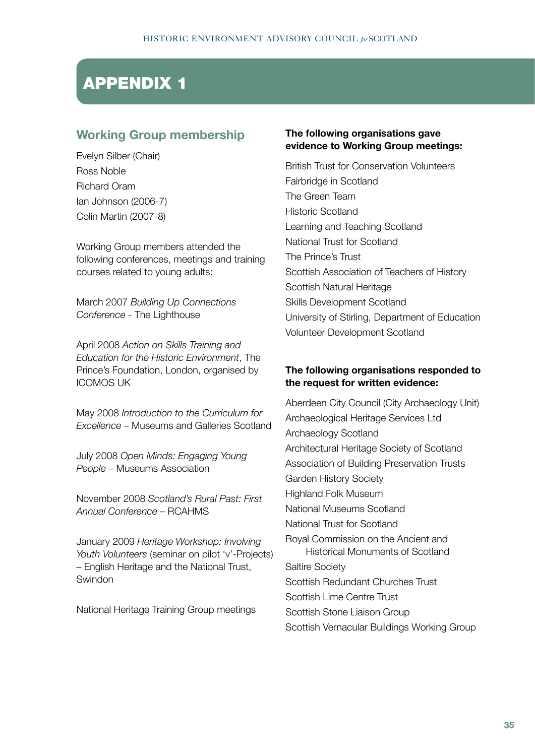# APPENDIX 1

## Working Group membership

Evelyn Silber (Chair)
Ross Noble
Richard Oram
Ian Johnson (2006-7)
Colin Martin (2007-8)

Working Group members attended the following conferences, meetings and training courses related to young adults:

March 2007 *Building Up Connections Conference* - The Lighthouse

April 2008 *Action on Skills Training and Education for the Historic Environment*, The Prince's Foundation, London, organised by ICOMOS UK

May 2008 *Introduction to the Curriculum for Excellence* – Museums and Galleries Scotland

July 2008 *Open Minds: Engaging Young People* – Museums Association

November 2008 *Scotland's Rural Past: First Annual Conference* – RCAHMS

January 2009 *Heritage Workshop: Involving Youth Volunteers* (seminar on pilot 'v'-Projects) – English Heritage and the National Trust, Swindon

National Heritage Training Group meetings

**The following organisations gave evidence to Working Group meetings:**

British Trust for Conservation Volunteers
Fairbridge in Scotland
The Green Team
Historic Scotland
Learning and Teaching Scotland
National Trust for Scotland
The Prince's Trust
Scottish Association of Teachers of History
Scottish Natural Heritage
Skills Development Scotland
University of Stirling, Department of Education
Volunteer Development Scotland

**The following organisations responded to the request for written evidence:**

Aberdeen City Council (City Archaeology Unit)
Archaeological Heritage Services Ltd
Archaeology Scotland
Architectural Heritage Society of Scotland
Association of Building Preservation Trusts
Garden History Society
Highland Folk Museum
National Museums Scotland
National Trust for Scotland
Royal Commission on the Ancient and Historical Monuments of Scotland
Saltire Society
Scottish Redundant Churches Trust
Scottish Lime Centre Trust
Scottish Stone Liaison Group
Scottish Vernacular Buildings Working Group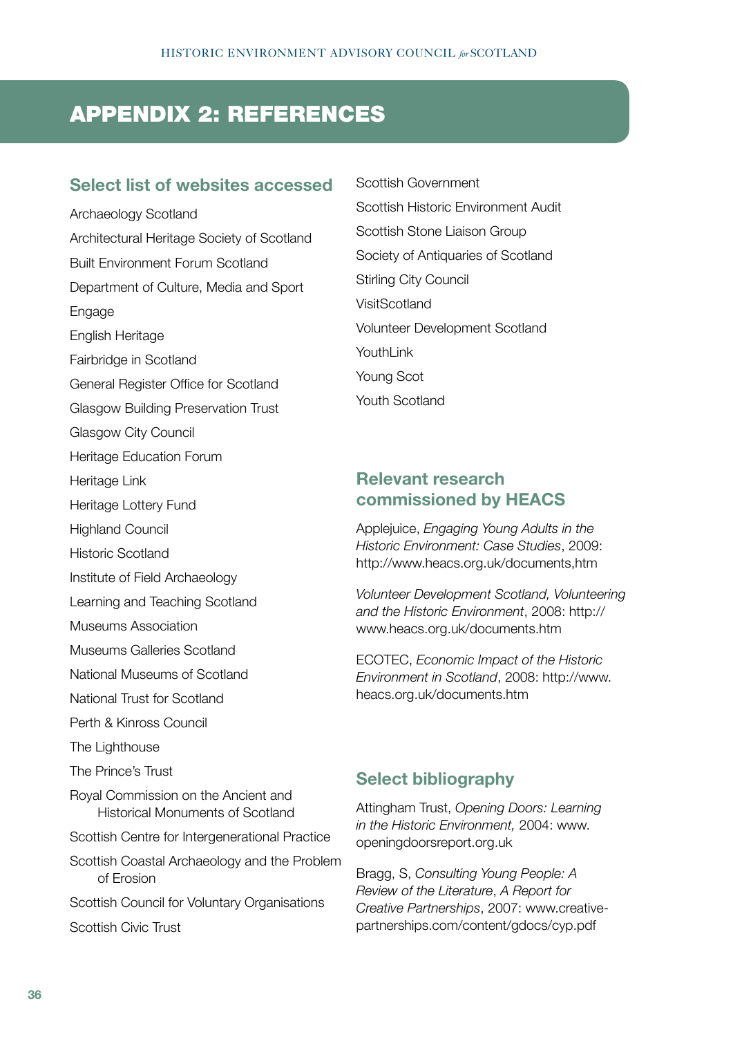# APPENDIX 2: REFERENCES

## Select list of websites accessed

Archaeology Scotland

Architectural Heritage Society of Scotland

Built Environment Forum Scotland

Department of Culture, Media and Sport

Engage

English Heritage

Fairbridge in Scotland

General Register Office for Scotland

Glasgow Building Preservation Trust

Glasgow City Council

Heritage Education Forum

Heritage Link

Heritage Lottery Fund

Highland Council

Historic Scotland

Institute of Field Archaeology

Learning and Teaching Scotland

Museums Association

Museums Galleries Scotland

National Museums of Scotland

National Trust for Scotland

Perth & Kinross Council

The Lighthouse

The Prince's Trust

Royal Commission on the Ancient and Historical Monuments of Scotland

Scottish Centre for Intergenerational Practice

Scottish Coastal Archaeology and the Problem of Erosion

Scottish Council for Voluntary Organisations

Scottish Civic Trust

Scottish Government

Scottish Historic Environment Audit

Scottish Stone Liaison Group

Society of Antiquaries of Scotland

Stirling City Council

VisitScotland

Volunteer Development Scotland

YouthLink

Young Scot

Youth Scotland

## Relevant research commissioned by HEACS

Applejuice, *Engaging Young Adults in the Historic Environment: Case Studies*, 2009: http://www.heacs.org.uk/documents,htm

*Volunteer Development Scotland, Volunteering and the Historic Environment*, 2008: http://www.heacs.org.uk/documents.htm

ECOTEC, *Economic Impact of the Historic Environment in Scotland*, 2008: http://www.heacs.org.uk/documents.htm

## Select bibliography

Attingham Trust, *Opening Doors: Learning in the Historic Environment,* 2004: www.openingdoorsreport.org.uk

Bragg, S, *Consulting Young People: A Review of the Literature*, *A Report for Creative Partnerships*, 2007: www.creative-partnerships.com/content/gdocs/cyp.pdf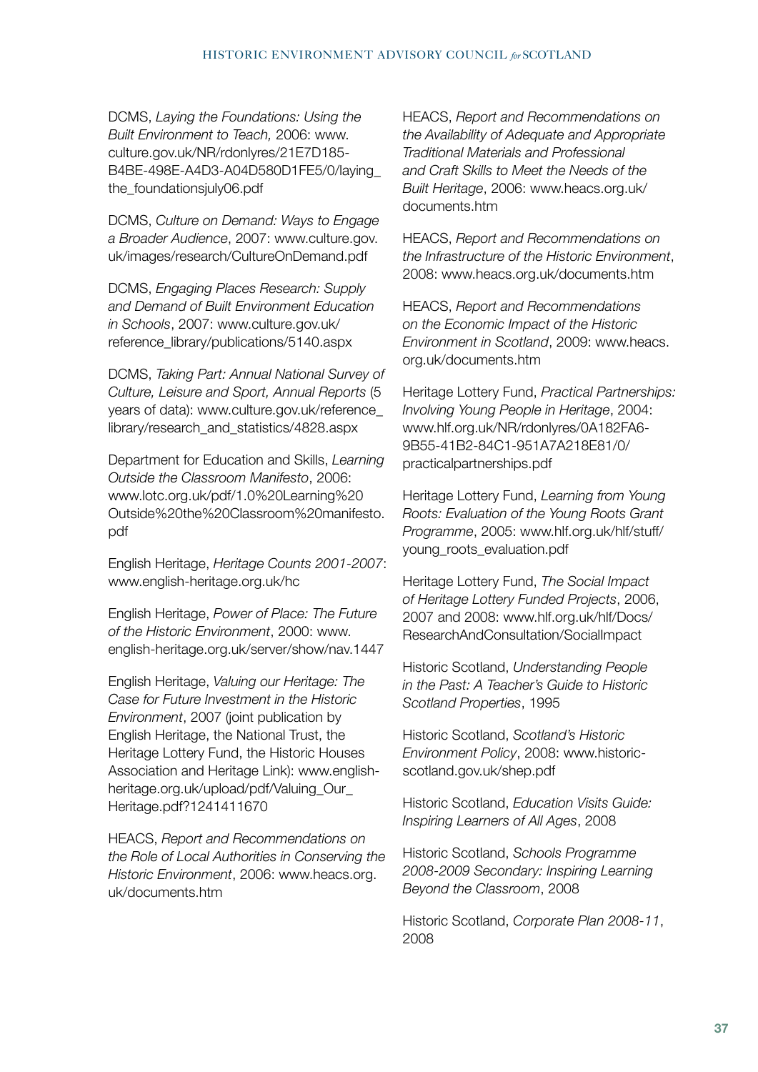DCMS, *Laying the Foundations: Using the Built Environment to Teach,* 2006: www.culture.gov.uk/NR/rdonlyres/21E7D185-B4BE-498E-A4D3-A04D580D1FE5/0/laying_the_foundationsjuly06.pdf

DCMS, *Culture on Demand: Ways to Engage a Broader Audience*, 2007: www.culture.gov.uk/images/research/CultureOnDemand.pdf

DCMS, *Engaging Places Research: Supply and Demand of Built Environment Education in Schools*, 2007: www.culture.gov.uk/reference_library/publications/5140.aspx

DCMS, *Taking Part: Annual National Survey of Culture, Leisure and Sport, Annual Reports* (5 years of data): www.culture.gov.uk/reference_library/research_and_statistics/4828.aspx

Department for Education and Skills, *Learning Outside the Classroom Manifesto*, 2006: www.lotc.org.uk/pdf/1.0%20Learning%20Outside%20the%20Classroom%20manifesto.pdf

English Heritage, *Heritage Counts 2001-2007*: www.english-heritage.org.uk/hc

English Heritage, *Power of Place: The Future of the Historic Environment*, 2000: www.english-heritage.org.uk/server/show/nav.1447

English Heritage, *Valuing our Heritage: The Case for Future Investment in the Historic Environment*, 2007 (joint publication by English Heritage, the National Trust, the Heritage Lottery Fund, the Historic Houses Association and Heritage Link): www.english-heritage.org.uk/upload/pdf/Valuing_Our_Heritage.pdf?1241411670

HEACS, *Report and Recommendations on the Role of Local Authorities in Conserving the Historic Environment*, 2006: www.heacs.org.uk/documents.htm

HEACS, *Report and Recommendations on the Availability of Adequate and Appropriate Traditional Materials and Professional and Craft Skills to Meet the Needs of the Built Heritage*, 2006: www.heacs.org.uk/documents.htm

HEACS, *Report and Recommendations on the Infrastructure of the Historic Environment*, 2008: www.heacs.org.uk/documents.htm

HEACS, *Report and Recommendations on the Economic Impact of the Historic Environment in Scotland*, 2009: www.heacs.org.uk/documents.htm

Heritage Lottery Fund, *Practical Partnerships: Involving Young People in Heritage*, 2004: www.hlf.org.uk/NR/rdonlyres/0A182FA6-9B55-41B2-84C1-951A7A218E81/0/practicalpartnerships.pdf

Heritage Lottery Fund, *Learning from Young Roots: Evaluation of the Young Roots Grant Programme*, 2005: www.hlf.org.uk/hlf/stuff/young_roots_evaluation.pdf

Heritage Lottery Fund, *The Social Impact of Heritage Lottery Funded Projects*, 2006, 2007 and 2008: www.hlf.org.uk/hlf/Docs/ResearchAndConsultation/SocialImpact

Historic Scotland, *Understanding People in the Past: A Teacher's Guide to Historic Scotland Properties*, 1995

Historic Scotland, *Scotland's Historic Environment Policy*, 2008: www.historic-scotland.gov.uk/shep.pdf

Historic Scotland, *Education Visits Guide: Inspiring Learners of All Ages*, 2008

Historic Scotland, *Schools Programme 2008-2009 Secondary: Inspiring Learning Beyond the Classroom*, 2008

Historic Scotland, *Corporate Plan 2008-11*, 2008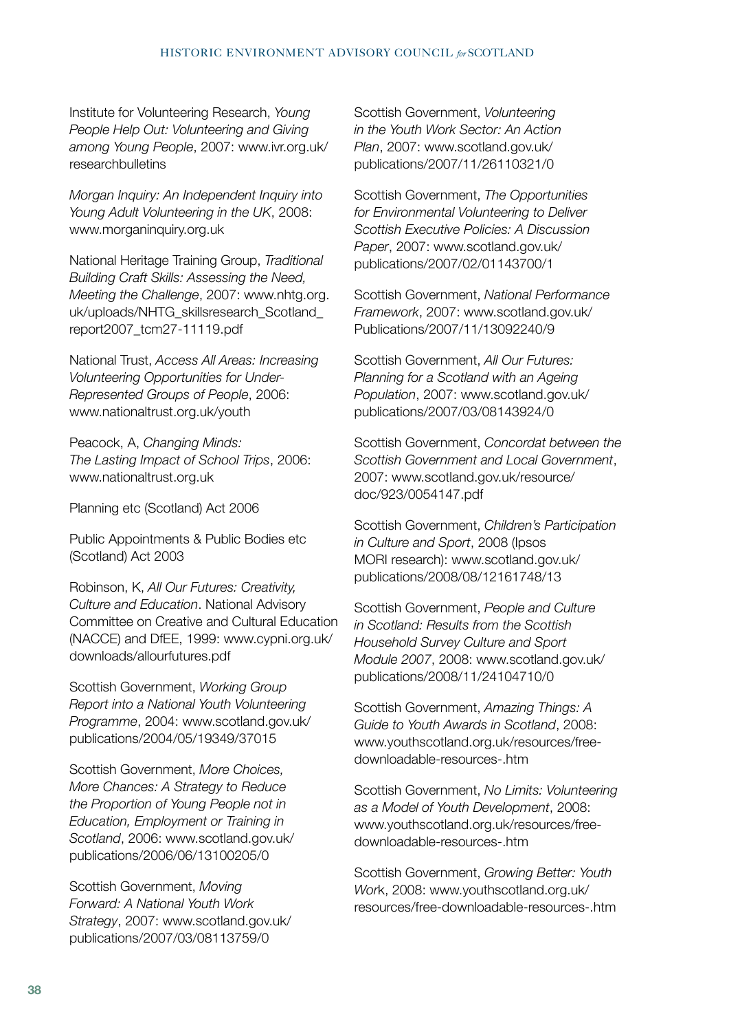Institute for Volunteering Research, *Young People Help Out: Volunteering and Giving among Young People*, 2007: www.ivr.org.uk/researchbulletins

*Morgan Inquiry: An Independent Inquiry into Young Adult Volunteering in the UK*, 2008: www.morganinquiry.org.uk

National Heritage Training Group, *Traditional Building Craft Skills: Assessing the Need, Meeting the Challenge*, 2007: www.nhtg.org.uk/uploads/NHTG_skillsresearch_Scotland_report2007_tcm27-11119.pdf

National Trust, *Access All Areas: Increasing Volunteering Opportunities for Under-Represented Groups of People*, 2006: www.nationaltrust.org.uk/youth

Peacock, A, *Changing Minds: The Lasting Impact of School Trips*, 2006: www.nationaltrust.org.uk

Planning etc (Scotland) Act 2006

Public Appointments & Public Bodies etc (Scotland) Act 2003

Robinson, K, *All Our Futures: Creativity, Culture and Education*. National Advisory Committee on Creative and Cultural Education (NACCE) and DfEE, 1999: www.cypni.org.uk/downloads/allourfutures.pdf

Scottish Government, *Working Group Report into a National Youth Volunteering Programme*, 2004: www.scotland.gov.uk/publications/2004/05/19349/37015

Scottish Government, *More Choices, More Chances: A Strategy to Reduce the Proportion of Young People not in Education, Employment or Training in Scotland*, 2006: www.scotland.gov.uk/publications/2006/06/13100205/0

Scottish Government, *Moving Forward: A National Youth Work Strategy*, 2007: www.scotland.gov.uk/publications/2007/03/08113759/0

Scottish Government, *Volunteering in the Youth Work Sector: An Action Plan*, 2007: www.scotland.gov.uk/publications/2007/11/26110321/0

Scottish Government, *The Opportunities for Environmental Volunteering to Deliver Scottish Executive Policies: A Discussion Paper*, 2007: www.scotland.gov.uk/publications/2007/02/01143700/1

Scottish Government, *National Performance Framework*, 2007: www.scotland.gov.uk/Publications/2007/11/13092240/9

Scottish Government, *All Our Futures: Planning for a Scotland with an Ageing Population*, 2007: www.scotland.gov.uk/publications/2007/03/08143924/0

Scottish Government, *Concordat between the Scottish Government and Local Government*, 2007: www.scotland.gov.uk/resource/doc/923/0054147.pdf

Scottish Government, *Children's Participation in Culture and Sport*, 2008 (Ipsos MORI research): www.scotland.gov.uk/publications/2008/08/12161748/13

Scottish Government, *People and Culture in Scotland: Results from the Scottish Household Survey Culture and Sport Module 2007*, 2008: www.scotland.gov.uk/publications/2008/11/24104710/0

Scottish Government, *Amazing Things: A Guide to Youth Awards in Scotland*, 2008: www.youthscotland.org.uk/resources/free-downloadable-resources-.htm

Scottish Government, *No Limits: Volunteering as a Model of Youth Development*, 2008: www.youthscotland.org.uk/resources/free-downloadable-resources-.htm

Scottish Government, *Growing Better: Youth Work*, 2008: www.youthscotland.org.uk/resources/free-downloadable-resources-.htm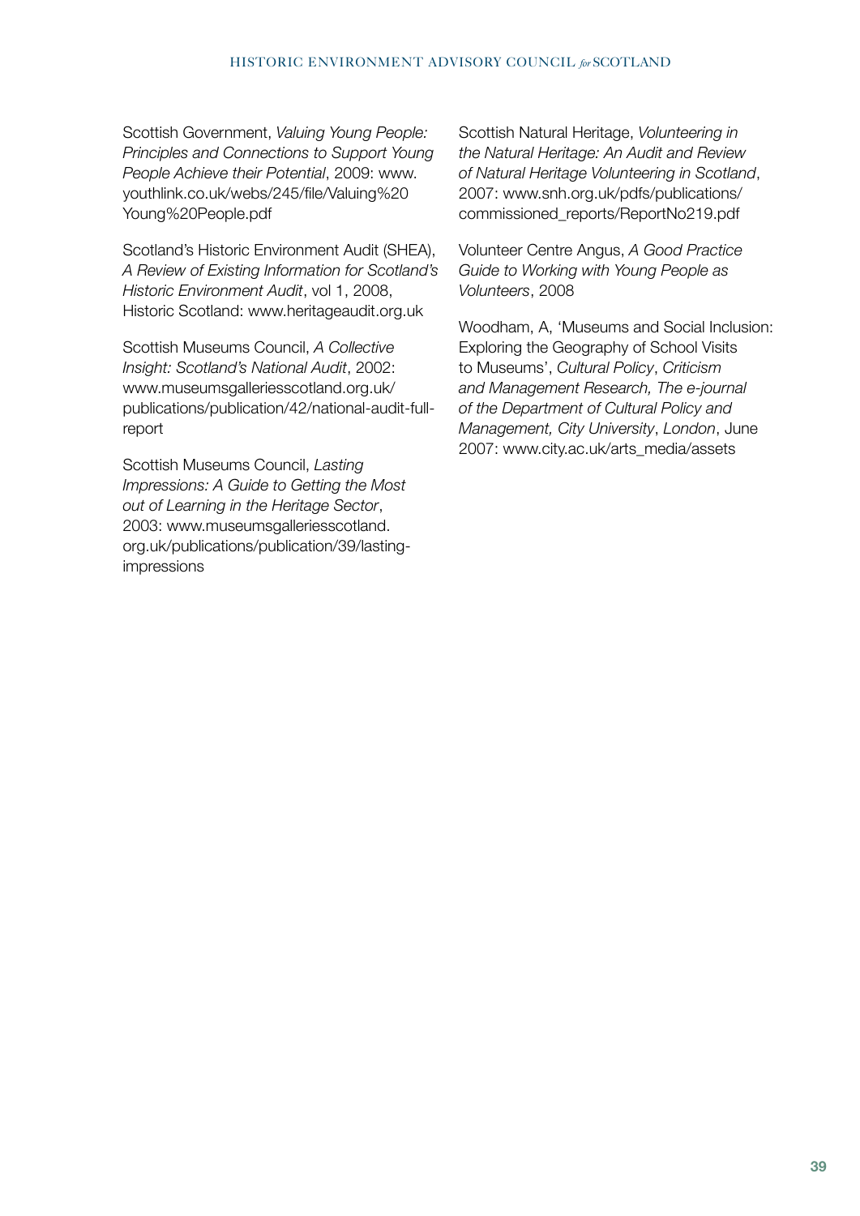Scottish Government, *Valuing Young People: Principles and Connections to Support Young People Achieve their Potential*, 2009: www.youthlink.co.uk/webs/245/file/Valuing%20Young%20People.pdf

Scotland's Historic Environment Audit (SHEA), *A Review of Existing Information for Scotland's Historic Environment Audit*, vol 1, 2008, Historic Scotland: www.heritageaudit.org.uk

Scottish Museums Council, *A Collective Insight: Scotland's National Audit*, 2002: www.museumsgalleriesscotland.org.uk/publications/publication/42/national-audit-full-report

Scottish Museums Council, *Lasting Impressions: A Guide to Getting the Most out of Learning in the Heritage Sector*, 2003: www.museumsgalleriesscotland.org.uk/publications/publication/39/lasting-impressions

Scottish Natural Heritage, *Volunteering in the Natural Heritage: An Audit and Review of Natural Heritage Volunteering in Scotland*, 2007: www.snh.org.uk/pdfs/publications/commissioned_reports/ReportNo219.pdf

Volunteer Centre Angus, *A Good Practice Guide to Working with Young People as Volunteers*, 2008

Woodham, A, 'Museums and Social Inclusion: Exploring the Geography of School Visits to Museums', *Cultural Policy*, *Criticism and Management Research, The e-journal of the Department of Cultural Policy and Management, City University*, *London*, June 2007: www.city.ac.uk/arts_media/assets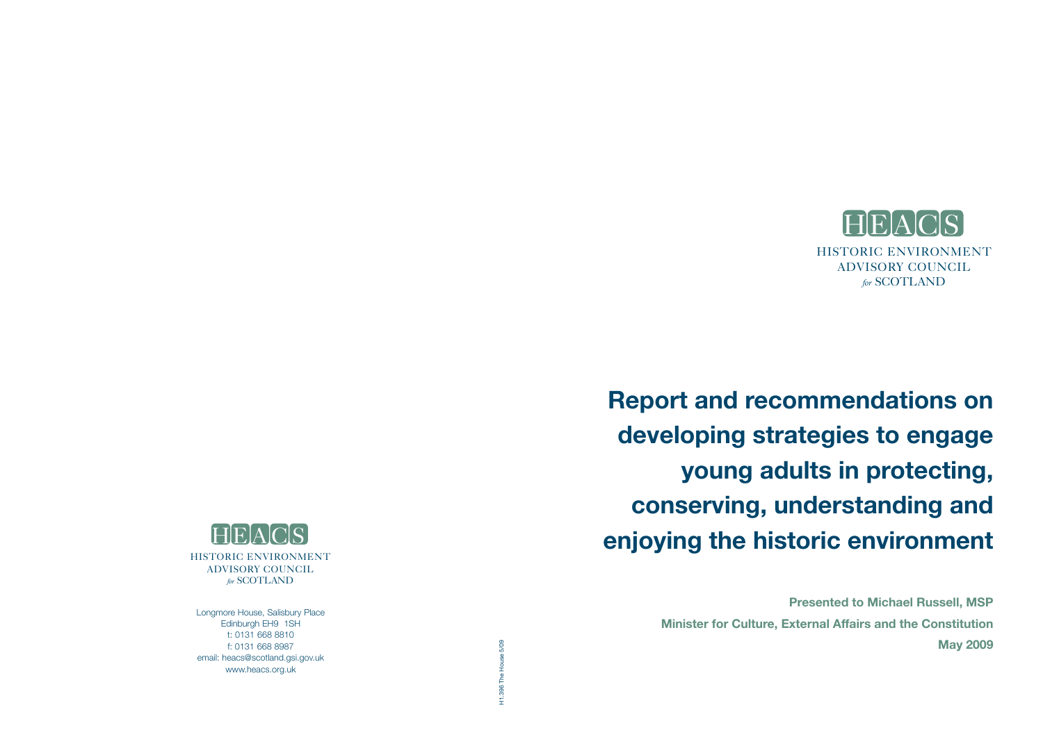HEACS

HISTORIC ENVIRONMENT
ADVISORY COUNCIL
*for* SCOTLAND

# Report and recommendations on developing strategies to engage young adults in protecting, conserving, understanding and enjoying the historic environment

**Presented to Michael Russell, MSP**

**Minister for Culture, External Affairs and the Constitution**

**May 2009**

HEACS

HISTORIC ENVIRONMENT
ADVISORY COUNCIL
*for* SCOTLAND

Longmore House, Salisbury Place
Edinburgh EH9 1SH
t: 0131 668 8810
f: 0131 668 8987
email: heacs@scotland.gsi.gov.uk
www.heacs.org.uk

H1.396 The House 5/09